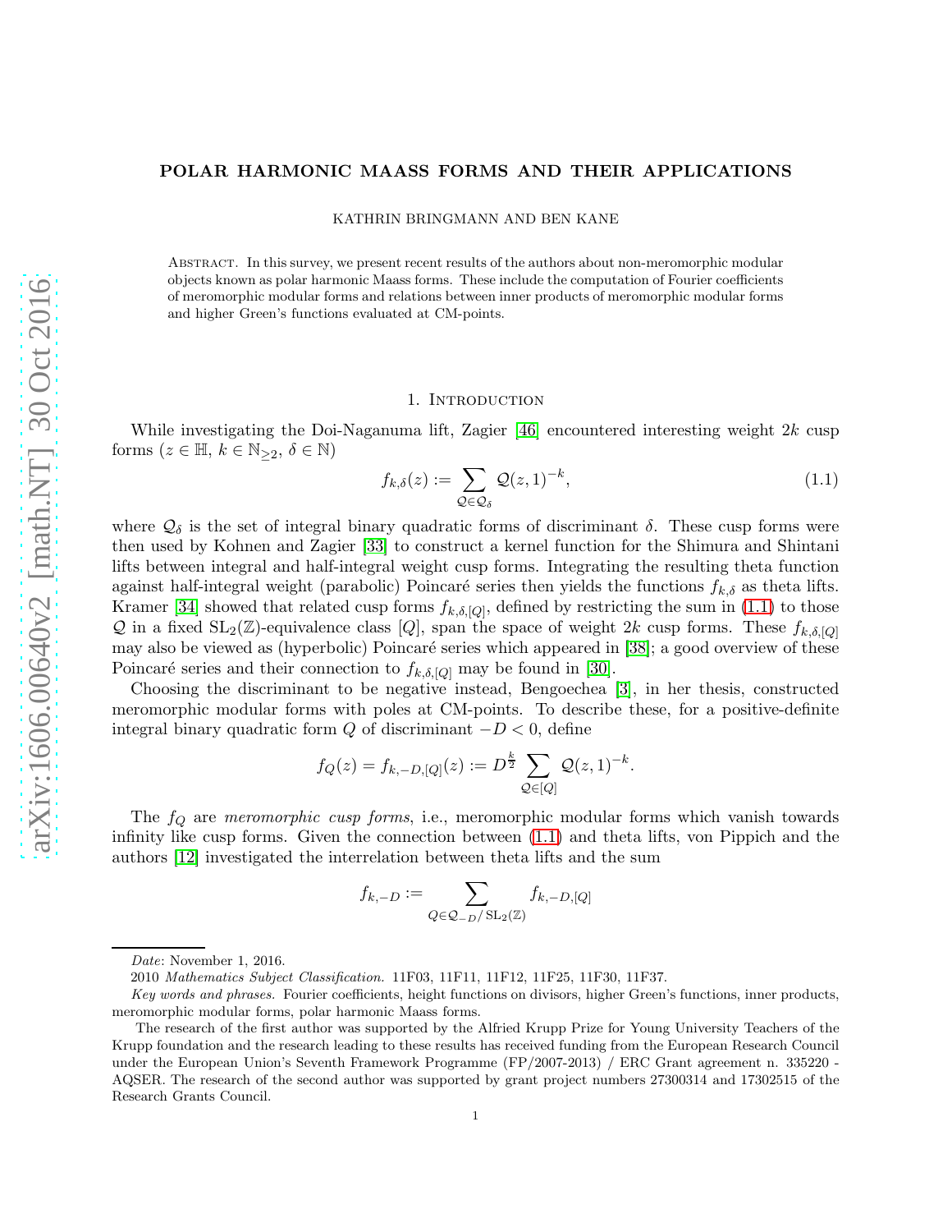# POLAR HARMONIC MAASS FORMS AND THEIR APPLICATIONS

KATHRIN BRINGMANN AND BEN KANE

ABSTRACT. In this survey, we present recent results of the authors about non-meromorphic modular objects known as polar harmonic Maass forms. These include the computation of Fourier coefficients of meromorphic modular forms and relations between inner products of meromorphic modular forms and higher Green's functions evaluated at CM-points.

## 1. Introduction

While investigating the Doi-Naganuma lift, Zagier [46] encountered interesting weight $2k$ cusp forms ($z \in \mathbb{H}$, $k \in \mathbb{N}_{\geq 2}$, $\delta \in \mathbb{N}$)

$$f_{k,\delta}(z) := \sum_{\mathcal{Q} \in \mathcal{Q}_\delta} \mathcal{Q}(z,1)^{-k}, \tag{1.1}$$

where $\mathcal{Q}_\delta$ is the set of integral binary quadratic forms of discriminant $\delta$. These cusp forms were then used by Kohnen and Zagier [33] to construct a kernel function for the Shimura and Shintani lifts between integral and half-integral weight cusp forms. Integrating the resulting theta function against half-integral weight (parabolic) Poincaré series then yields the functions $f_{k,\delta}$ as theta lifts. Kramer [34] showed that related cusp forms $f_{k,\delta,[Q]}$, defined by restricting the sum in (1.1) to those $\mathcal{Q}$ in a fixed $\mathrm{SL}_2(\mathbb{Z})$-equivalence class $[Q]$, span the space of weight $2k$ cusp forms. These $f_{k,\delta,[Q]}$ may also be viewed as (hyperbolic) Poincaré series which appeared in [38]; a good overview of these Poincaré series and their connection to $f_{k,\delta,[Q]}$ may be found in [30].

Choosing the discriminant to be negative instead, Bengoechea [3], in her thesis, constructed meromorphic modular forms with poles at CM-points. To describe these, for a positive-definite integral binary quadratic form $Q$ of discriminant $-D < 0$, define

$$f_Q(z) = f_{k,-D,[Q]}(z) := D^{\frac{k}{2}} \sum_{\mathcal{Q} \in [Q]} \mathcal{Q}(z,1)^{-k}.$$

The $f_Q$ are *meromorphic cusp forms*, i.e., meromorphic modular forms which vanish towards infinity like cusp forms. Given the connection between (1.1) and theta lifts, von Pippich and the authors [12] investigated the interrelation between theta lifts and the sum

$$f_{k,-D} := \sum_{Q \in \mathcal{Q}_{-D}/\mathrm{SL}_2(\mathbb{Z})} f_{k,-D,[Q]}$$

---

*Date*: November 1, 2016.

2010 *Mathematics Subject Classification.* 11F03, 11F11, 11F12, 11F25, 11F30, 11F37.

*Key words and phrases.* Fourier coefficients, height functions on divisors, higher Green's functions, inner products, meromorphic modular forms, polar harmonic Maass forms.

The research of the first author was supported by the Alfried Krupp Prize for Young University Teachers of the Krupp foundation and the research leading to these results has received funding from the European Research Council under the European Union's Seventh Framework Programme (FP/2007-2013) / ERC Grant agreement n. 335220 - AQSER. The research of the second author was supported by grant project numbers 27300314 and 17302515 of the Research Grants Council.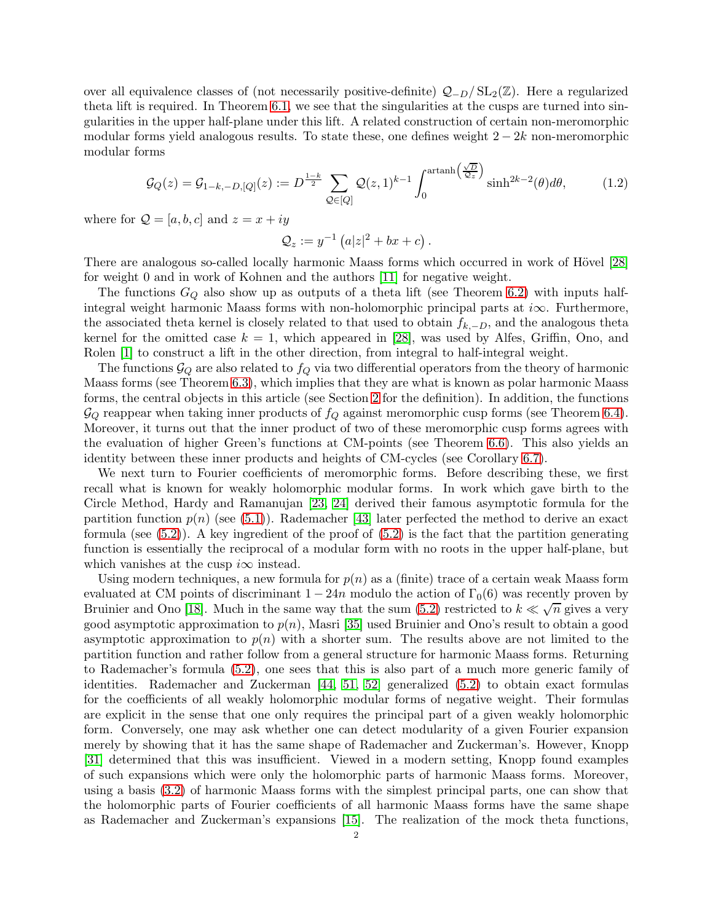over all equivalence classes of (not necessarily positive-definite) $\mathcal{Q}_{-D}/\operatorname{SL}_2(\mathbb{Z})$. Here a regularized theta lift is required. In Theorem 6.1, we see that the singularities at the cusps are turned into singularities in the upper half-plane under this lift. A related construction of certain non-meromorphic modular forms yield analogous results. To state these, one defines weight $2-2k$ non-meromorphic modular forms

$$\mathcal{G}_Q(z) = \mathcal{G}_{1-k,-D,[Q]}(z) := D^{\frac{1-k}{2}} \sum_{\mathcal{Q}\in[Q]} \mathcal{Q}(z,1)^{k-1} \int_0^{\operatorname{artanh}\left(\frac{\sqrt{D}}{\mathcal{Q}_z}\right)} \sinh^{2k-2}(\theta)d\theta, \tag{1.2}$$

where for $\mathcal{Q} = [a,b,c]$ and $z = x+iy$

$$\mathcal{Q}_z := y^{-1}\left(a|z|^2 + bx + c\right).$$

There are analogous so-called locally harmonic Maass forms which occurred in work of Hövel [28] for weight 0 and in work of Kohnen and the authors [11] for negative weight.

The functions $G_Q$ also show up as outputs of a theta lift (see Theorem 6.2) with inputs half-integral weight harmonic Maass forms with non-holomorphic principal parts at $i\infty$. Furthermore, the associated theta kernel is closely related to that used to obtain $f_{k,-D}$, and the analogous theta kernel for the omitted case $k=1$, which appeared in [28], was used by Alfes, Griffin, Ono, and Rolen [1] to construct a lift in the other direction, from integral to half-integral weight.

The functions $\mathcal{G}_Q$ are also related to $f_Q$ via two differential operators from the theory of harmonic Maass forms (see Theorem 6.3), which implies that they are what is known as polar harmonic Maass forms, the central objects in this article (see Section 2 for the definition). In addition, the functions $\mathcal{G}_Q$ reappear when taking inner products of $f_Q$ against meromorphic cusp forms (see Theorem 6.4). Moreover, it turns out that the inner product of two of these meromorphic cusp forms agrees with the evaluation of higher Green's functions at CM-points (see Theorem 6.6). This also yields an identity between these inner products and heights of CM-cycles (see Corollary 6.7).

We next turn to Fourier coefficients of meromorphic forms. Before describing these, we first recall what is known for weakly holomorphic modular forms. In work which gave birth to the Circle Method, Hardy and Ramanujan [23, 24] derived their famous asymptotic formula for the partition function $p(n)$ (see (5.1)). Rademacher [43] later perfected the method to derive an exact formula (see (5.2)). A key ingredient of the proof of (5.2) is the fact that the partition generating function is essentially the reciprocal of a modular form with no roots in the upper half-plane, but which vanishes at the cusp $i\infty$ instead.

Using modern techniques, a new formula for $p(n)$ as a (finite) trace of a certain weak Maass form evaluated at CM points of discriminant $1-24n$ modulo the action of $\Gamma_0(6)$ was recently proven by Bruinier and Ono [18]. Much in the same way that the sum (5.2) restricted to $k \ll \sqrt{n}$ gives a very good asymptotic approximation to $p(n)$, Masri [35] used Bruinier and Ono's result to obtain a good asymptotic approximation to $p(n)$ with a shorter sum. The results above are not limited to the partition function and rather follow from a general structure for harmonic Maass forms. Returning to Rademacher's formula (5.2), one sees that this is also part of a much more generic family of identities. Rademacher and Zuckerman [44, 51, 52] generalized (5.2) to obtain exact formulas for the coefficients of all weakly holomorphic modular forms of negative weight. Their formulas are explicit in the sense that one only requires the principal part of a given weakly holomorphic form. Conversely, one may ask whether one can detect modularity of a given Fourier expansion merely by showing that it has the same shape of Rademacher and Zuckerman's. However, Knopp [31] determined that this was insufficient. Viewed in a modern setting, Knopp found examples of such expansions which were only the holomorphic parts of harmonic Maass forms. Moreover, using a basis (3.2) of harmonic Maass forms with the simplest principal parts, one can show that the holomorphic parts of Fourier coefficients of all harmonic Maass forms have the same shape as Rademacher and Zuckerman's expansions [15]. The realization of the mock theta functions,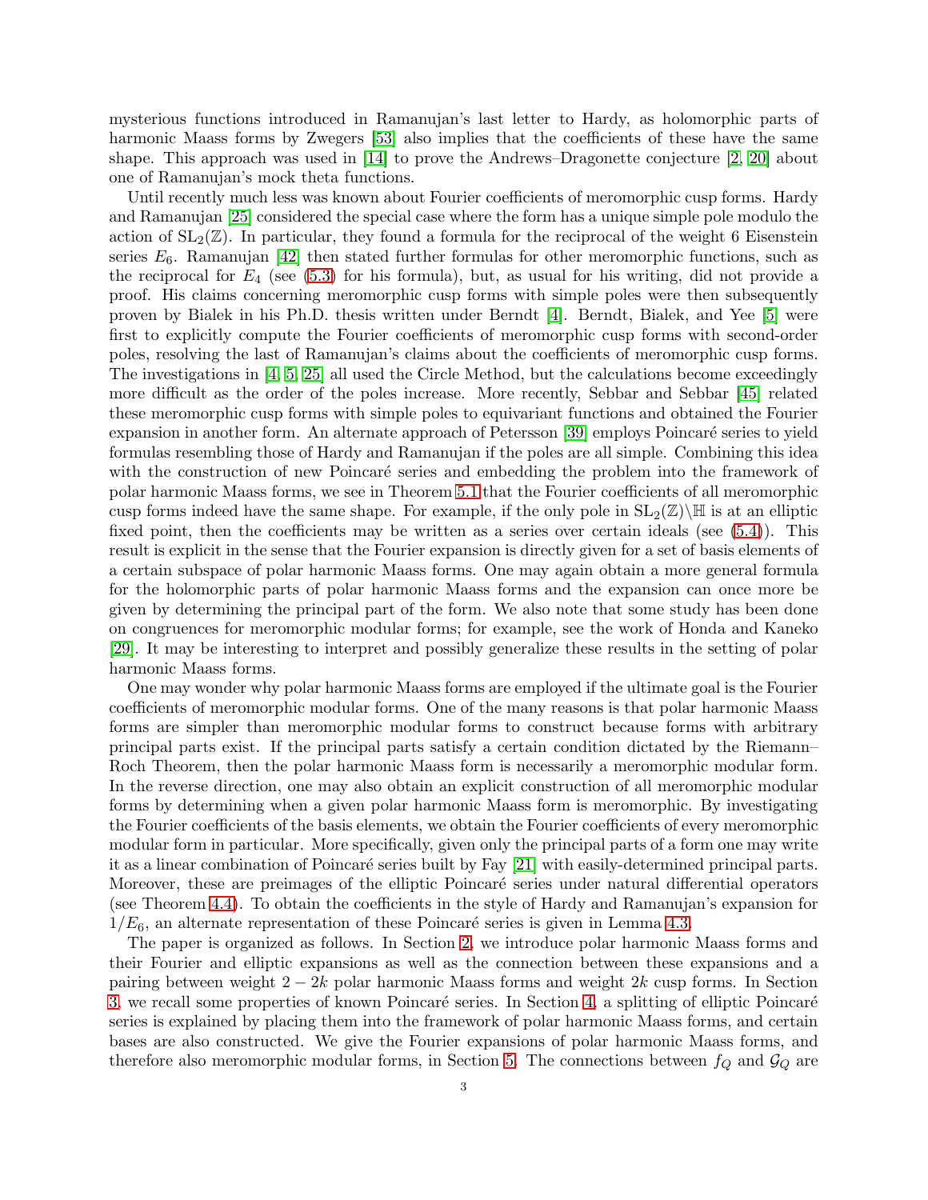mysterious functions introduced in Ramanujan's last letter to Hardy, as holomorphic parts of harmonic Maass forms by Zwegers [53] also implies that the coefficients of these have the same shape. This approach was used in [14] to prove the Andrews–Dragonette conjecture [2, 20] about one of Ramanujan's mock theta functions.

Until recently much less was known about Fourier coefficients of meromorphic cusp forms. Hardy and Ramanujan [25] considered the special case where the form has a unique simple pole modulo the action of $\mathrm{SL}_2(\mathbb{Z})$. In particular, they found a formula for the reciprocal of the weight 6 Eisenstein series $E_6$. Ramanujan [42] then stated further formulas for other meromorphic functions, such as the reciprocal for $E_4$ (see (5.3) for his formula), but, as usual for his writing, did not provide a proof. His claims concerning meromorphic cusp forms with simple poles were then subsequently proven by Bialek in his Ph.D. thesis written under Berndt [4]. Berndt, Bialek, and Yee [5] were first to explicitly compute the Fourier coefficients of meromorphic cusp forms with second-order poles, resolving the last of Ramanujan's claims about the coefficients of meromorphic cusp forms. The investigations in [4, 5, 25] all used the Circle Method, but the calculations become exceedingly more difficult as the order of the poles increase. More recently, Sebbar and Sebbar [45] related these meromorphic cusp forms with simple poles to equivariant functions and obtained the Fourier expansion in another form. An alternate approach of Petersson [39] employs Poincaré series to yield formulas resembling those of Hardy and Ramanujan if the poles are all simple. Combining this idea with the construction of new Poincaré series and embedding the problem into the framework of polar harmonic Maass forms, we see in Theorem 5.1 that the Fourier coefficients of all meromorphic cusp forms indeed have the same shape. For example, if the only pole in $\mathrm{SL}_2(\mathbb{Z})\backslash\mathbb{H}$ is at an elliptic fixed point, then the coefficients may be written as a series over certain ideals (see (5.4)). This result is explicit in the sense that the Fourier expansion is directly given for a set of basis elements of a certain subspace of polar harmonic Maass forms. One may again obtain a more general formula for the holomorphic parts of polar harmonic Maass forms and the expansion can once more be given by determining the principal part of the form. We also note that some study has been done on congruences for meromorphic modular forms; for example, see the work of Honda and Kaneko [29]. It may be interesting to interpret and possibly generalize these results in the setting of polar harmonic Maass forms.

One may wonder why polar harmonic Maass forms are employed if the ultimate goal is the Fourier coefficients of meromorphic modular forms. One of the many reasons is that polar harmonic Maass forms are simpler than meromorphic modular forms to construct because forms with arbitrary principal parts exist. If the principal parts satisfy a certain condition dictated by the Riemann–Roch Theorem, then the polar harmonic Maass form is necessarily a meromorphic modular form. In the reverse direction, one may also obtain an explicit construction of all meromorphic modular forms by determining when a given polar harmonic Maass form is meromorphic. By investigating the Fourier coefficients of the basis elements, we obtain the Fourier coefficients of every meromorphic modular form in particular. More specifically, given only the principal parts of a form one may write it as a linear combination of Poincaré series built by Fay [21] with easily-determined principal parts. Moreover, these are preimages of the elliptic Poincaré series under natural differential operators (see Theorem 4.4). To obtain the coefficients in the style of Hardy and Ramanujan's expansion for $1/E_6$, an alternate representation of these Poincaré series is given in Lemma 4.3.

The paper is organized as follows. In Section 2, we introduce polar harmonic Maass forms and their Fourier and elliptic expansions as well as the connection between these expansions and a pairing between weight $2-2k$ polar harmonic Maass forms and weight $2k$ cusp forms. In Section 3, we recall some properties of known Poincaré series. In Section 4, a splitting of elliptic Poincaré series is explained by placing them into the framework of polar harmonic Maass forms, and certain bases are also constructed. We give the Fourier expansions of polar harmonic Maass forms, and therefore also meromorphic modular forms, in Section 5. The connections between $f_Q$ and $\mathcal{G}_Q$ are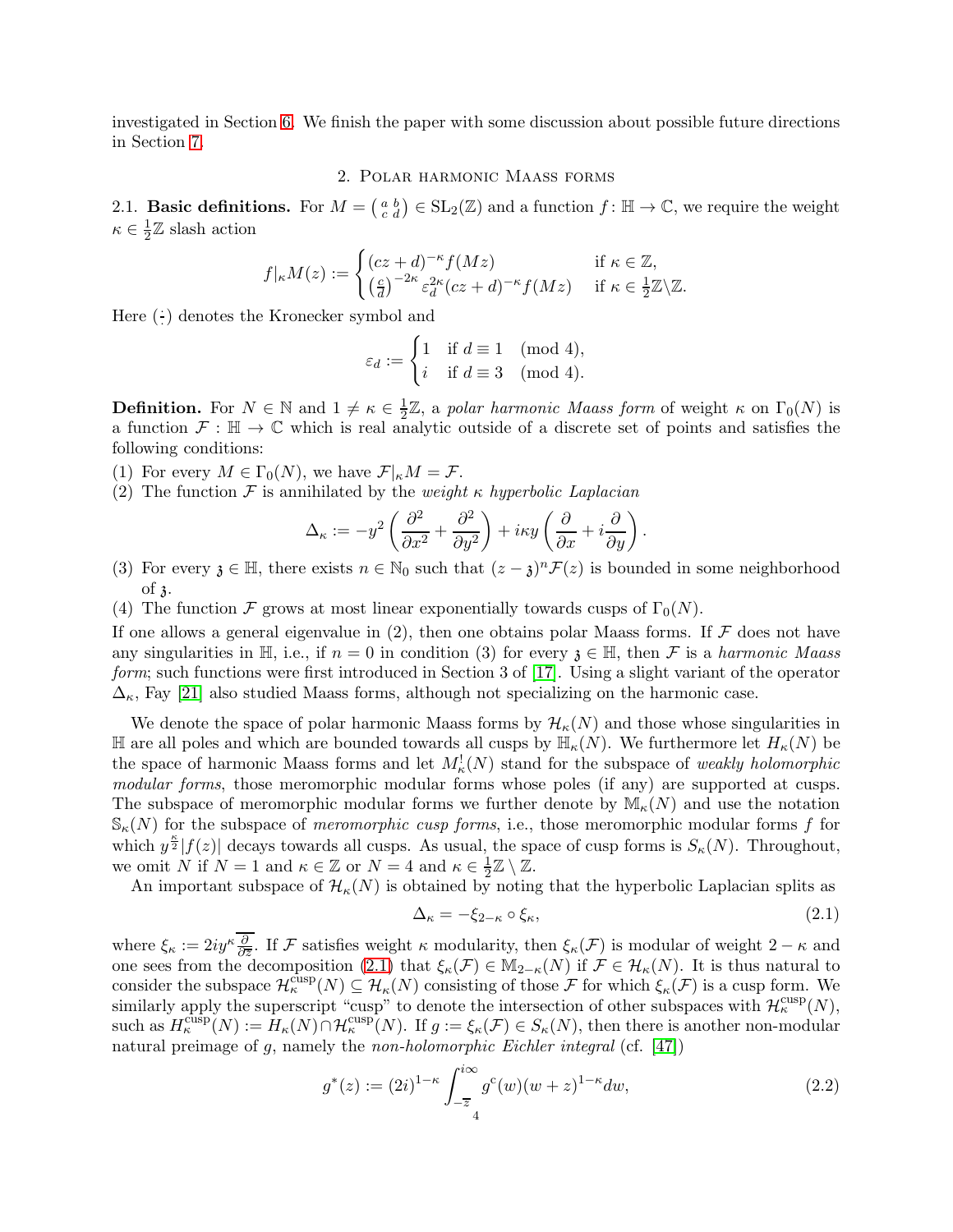investigated in Section 6. We finish the paper with some discussion about possible future directions in Section 7.

## 2. Polar harmonic Maass forms

**2.1. Basic definitions.** For $M = \left(\begin{smallmatrix} a & b \\ c & d \end{smallmatrix}\right) \in \mathrm{SL}_2(\mathbb{Z})$ and a function $f\colon \mathbb{H} \to \mathbb{C}$, we require the weight $\kappa \in \frac{1}{2}\mathbb{Z}$ slash action

$$f|_\kappa M(z) := \begin{cases} (cz+d)^{-\kappa} f(Mz) & \text{if } \kappa \in \mathbb{Z}, \\ \left(\frac{c}{d}\right)^{-2\kappa} \varepsilon_d^{2\kappa} (cz+d)^{-\kappa} f(Mz) & \text{if } \kappa \in \frac{1}{2}\mathbb{Z}\backslash\mathbb{Z}. \end{cases}$$

Here $\left(\frac{\cdot}{\cdot}\right)$ denotes the Kronecker symbol and

$$\varepsilon_d := \begin{cases} 1 & \text{if } d \equiv 1 \pmod 4, \\ i & \text{if } d \equiv 3 \pmod 4. \end{cases}$$

**Definition.** For $N \in \mathbb{N}$ and $1 \neq \kappa \in \frac{1}{2}\mathbb{Z}$, a *polar harmonic Maass form* of weight $\kappa$ on $\Gamma_0(N)$ is a function $\mathcal{F} : \mathbb{H} \to \mathbb{C}$ which is real analytic outside of a discrete set of points and satisfies the following conditions:

(1) For every $M \in \Gamma_0(N)$, we have $\mathcal{F}|_\kappa M = \mathcal{F}$.

(2) The function $\mathcal{F}$ is annihilated by the *weight $\kappa$ hyperbolic Laplacian*

$$\Delta_\kappa := -y^2\left(\frac{\partial^2}{\partial x^2} + \frac{\partial^2}{\partial y^2}\right) + i\kappa y\left(\frac{\partial}{\partial x} + i\frac{\partial}{\partial y}\right).$$

(3) For every $\mathfrak{z} \in \mathbb{H}$, there exists $n \in \mathbb{N}_0$ such that $(z-\mathfrak{z})^n\mathcal{F}(z)$ is bounded in some neighborhood of $\mathfrak{z}$.

(4) The function $\mathcal{F}$ grows at most linear exponentially towards cusps of $\Gamma_0(N)$.

If one allows a general eigenvalue in (2), then one obtains polar Maass forms. If $\mathcal{F}$ does not have any singularities in $\mathbb{H}$, i.e., if $n = 0$ in condition (3) for every $\mathfrak{z} \in \mathbb{H}$, then $\mathcal{F}$ is a *harmonic Maass form*; such functions were first introduced in Section 3 of [17]. Using a slight variant of the operator $\Delta_\kappa$, Fay [21] also studied Maass forms, although not specializing on the harmonic case.

We denote the space of polar harmonic Maass forms by $\mathcal{H}_\kappa(N)$ and those whose singularities in $\mathbb{H}$ are all poles and which are bounded towards all cusps by $\mathbb{H}_\kappa(N)$. We furthermore let $H_\kappa(N)$ be the space of harmonic Maass forms and let $M_\kappa^!(N)$ stand for the subspace of *weakly holomorphic modular forms*, those meromorphic modular forms whose poles (if any) are supported at cusps. The subspace of meromorphic modular forms we further denote by $\mathbb{M}_\kappa(N)$ and use the notation $\mathbb{S}_\kappa(N)$ for the subspace of *meromorphic cusp forms*, i.e., those meromorphic modular forms $f$ for which $y^{\frac{\kappa}{2}}|f(z)|$ decays towards all cusps. As usual, the space of cusp forms is $S_\kappa(N)$. Throughout, we omit $N$ if $N = 1$ and $\kappa \in \mathbb{Z}$ or $N = 4$ and $\kappa \in \frac{1}{2}\mathbb{Z}\setminus\mathbb{Z}$.

An important subspace of $\mathcal{H}_\kappa(N)$ is obtained by noting that the hyperbolic Laplacian splits as

$$\Delta_\kappa = -\xi_{2-\kappa} \circ \xi_\kappa, \tag{2.1}$$

where $\xi_\kappa := 2iy^\kappa\overline{\frac{\partial}{\partial\overline{z}}}$. If $\mathcal{F}$ satisfies weight $\kappa$ modularity, then $\xi_\kappa(\mathcal{F})$ is modular of weight $2-\kappa$ and one sees from the decomposition (2.1) that $\xi_\kappa(\mathcal{F}) \in \mathbb{M}_{2-\kappa}(N)$ if $\mathcal{F} \in \mathcal{H}_\kappa(N)$. It is thus natural to consider the subspace $\mathcal{H}_\kappa^{\mathrm{cusp}}(N) \subseteq \mathcal{H}_\kappa(N)$ consisting of those $\mathcal{F}$ for which $\xi_\kappa(\mathcal{F})$ is a cusp form. We similarly apply the superscript "cusp" to denote the intersection of other subspaces with $\mathcal{H}_\kappa^{\mathrm{cusp}}(N)$, such as $H_\kappa^{\mathrm{cusp}}(N) := H_\kappa(N) \cap \mathcal{H}_\kappa^{\mathrm{cusp}}(N)$. If $g := \xi_\kappa(\mathcal{F}) \in S_\kappa(N)$, then there is another non-modular natural preimage of $g$, namely the *non-holomorphic Eichler integral* (cf. [47])

$$g^*(z) := (2i)^{1-\kappa}\int_{-\overline{z}}^{i\infty} g^c(w)(w+z)^{1-\kappa}dw, \tag{2.2}$$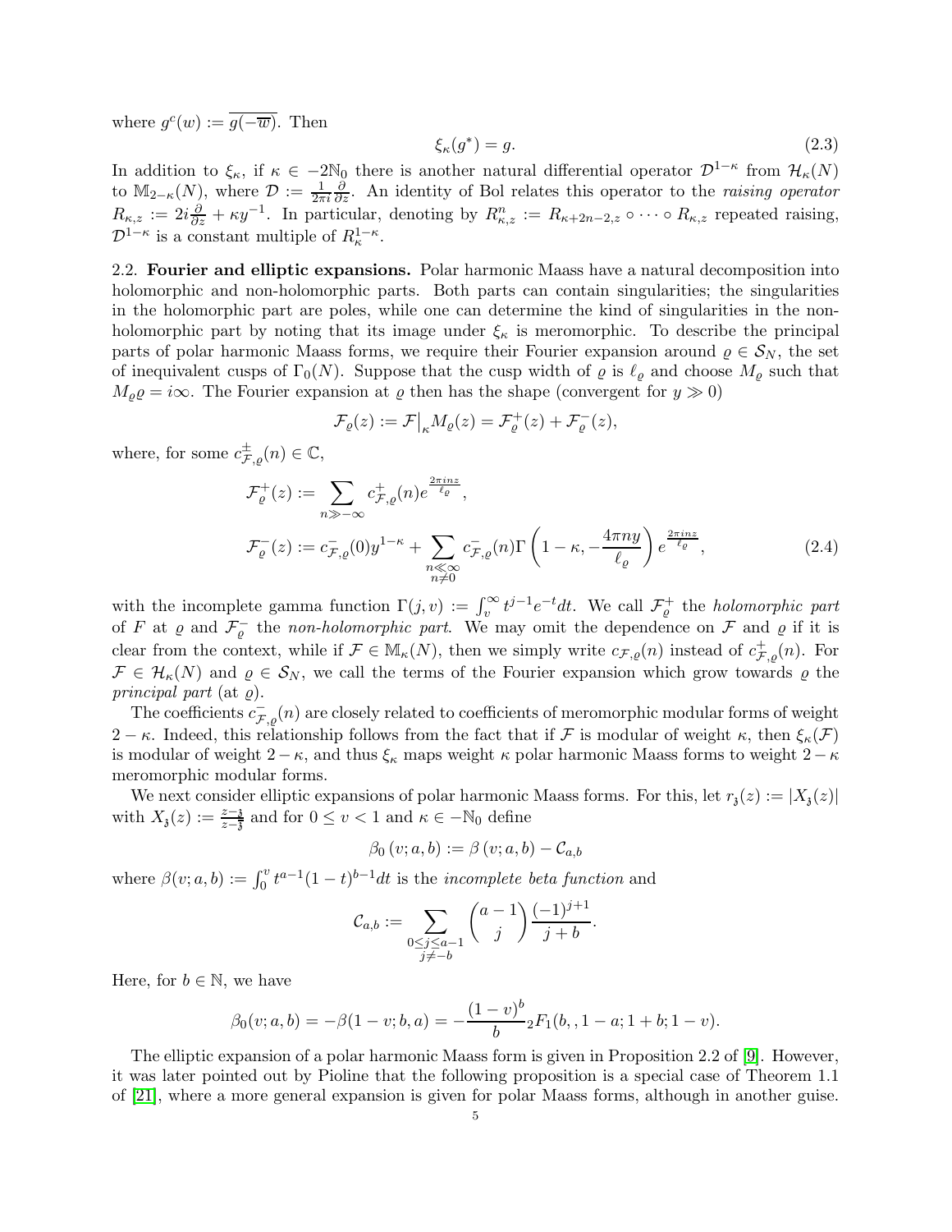where $g^c(w) := \overline{g(-\overline{w})}$. Then

$$\xi_\kappa(g^*) = g. \tag{2.3}$$

In addition to $\xi_\kappa$, if $\kappa \in -2\mathbb{N}_0$ there is another natural differential operator $\mathcal{D}^{1-\kappa}$ from $\mathcal{H}_\kappa(N)$ to $\mathbb{M}_{2-\kappa}(N)$, where $\mathcal{D} := \frac{1}{2\pi i}\frac{\partial}{\partial z}$. An identity of Bol relates this operator to the *raising operator* $R_{\kappa,z} := 2i\frac{\partial}{\partial z} + \kappa y^{-1}$. In particular, denoting by $R^n_{\kappa,z} := R_{\kappa+2n-2,z} \circ \cdots \circ R_{\kappa,z}$ repeated raising, $\mathcal{D}^{1-\kappa}$ is a constant multiple of $R^{1-\kappa}_\kappa$.

**2.2. Fourier and elliptic expansions.** Polar harmonic Maass have a natural decomposition into holomorphic and non-holomorphic parts. Both parts can contain singularities; the singularities in the holomorphic part are poles, while one can determine the kind of singularities in the non-holomorphic part by noting that its image under $\xi_\kappa$ is meromorphic. To describe the principal parts of polar harmonic Maass forms, we require their Fourier expansion around $\varrho \in \mathcal{S}_N$, the set of inequivalent cusps of $\Gamma_0(N)$. Suppose that the cusp width of $\varrho$ is $\ell_\varrho$ and choose $M_\varrho$ such that $M_\varrho \varrho = i\infty$. The Fourier expansion at $\varrho$ then has the shape (convergent for $y \gg 0$)

$$\mathcal{F}_\varrho(z) := \mathcal{F}\big|_\kappa M_\varrho(z) = \mathcal{F}^+_\varrho(z) + \mathcal{F}^-_\varrho(z),$$

where, for some $c^\pm_{\mathcal{F},\varrho}(n) \in \mathbb{C}$,

$$\begin{aligned}
\mathcal{F}^+_\varrho(z) &:= \sum_{n \gg -\infty} c^+_{\mathcal{F},\varrho}(n) e^{\frac{2\pi i n z}{\ell_\varrho}}, \\
\mathcal{F}^-_\varrho(z) &:= c^-_{\mathcal{F},\varrho}(0) y^{1-\kappa} + \sum_{\substack{n \ll \infty \\ n \neq 0}} c^-_{\mathcal{F},\varrho}(n) \Gamma\left(1-\kappa, -\frac{4\pi n y}{\ell_\varrho}\right) e^{\frac{2\pi i n z}{\ell_\varrho}},
\end{aligned} \tag{2.4}$$

with the incomplete gamma function $\Gamma(j, v) := \int_v^\infty t^{j-1} e^{-t} dt$. We call $\mathcal{F}^+_\varrho$ the *holomorphic part* of $F$ at $\varrho$ and $\mathcal{F}^-_\varrho$ the *non-holomorphic part*. We may omit the dependence on $\mathcal{F}$ and $\varrho$ if it is clear from the context, while if $\mathcal{F} \in \mathbb{M}_\kappa(N)$, then we simply write $c_{\mathcal{F},\varrho}(n)$ instead of $c^+_{\mathcal{F},\varrho}(n)$. For $\mathcal{F} \in \mathcal{H}_\kappa(N)$ and $\varrho \in \mathcal{S}_N$, we call the terms of the Fourier expansion which grow towards $\varrho$ the *principal part* (at $\varrho$).

The coefficients $c^-_{\mathcal{F},\varrho}(n)$ are closely related to coefficients of meromorphic modular forms of weight $2-\kappa$. Indeed, this relationship follows from the fact that if $\mathcal{F}$ is modular of weight $\kappa$, then $\xi_\kappa(\mathcal{F})$ is modular of weight $2-\kappa$, and thus $\xi_\kappa$ maps weight $\kappa$ polar harmonic Maass forms to weight $2-\kappa$ meromorphic modular forms.

We next consider elliptic expansions of polar harmonic Maass forms. For this, let $r_{\mathfrak{z}}(z) := |X_{\mathfrak{z}}(z)|$ with $X_{\mathfrak{z}}(z) := \frac{z-\mathfrak{z}}{z-\overline{\mathfrak{z}}}$ and for $0 \leq v < 1$ and $\kappa \in -\mathbb{N}_0$ define

$$\beta_0(v; a, b) := \beta(v; a, b) - \mathcal{C}_{a,b}$$

where $\beta(v; a, b) := \int_0^v t^{a-1}(1-t)^{b-1} dt$ is the *incomplete beta function* and

$$\mathcal{C}_{a,b} := \sum_{\substack{0 \leq j \leq a-1 \\ j \neq -b}} \binom{a-1}{j} \frac{(-1)^{j+1}}{j+b}.$$

Here, for $b \in \mathbb{N}$, we have

$$\beta_0(v; a, b) = -\beta(1-v; b, a) = -\frac{(1-v)^b}{b} {}_2F_1(b, , 1-a; 1+b; 1-v).$$

The elliptic expansion of a polar harmonic Maass form is given in Proposition 2.2 of [9]. However, it was later pointed out by Pioline that the following proposition is a special case of Theorem 1.1 of [21], where a more general expansion is given for polar Maass forms, although in another guise.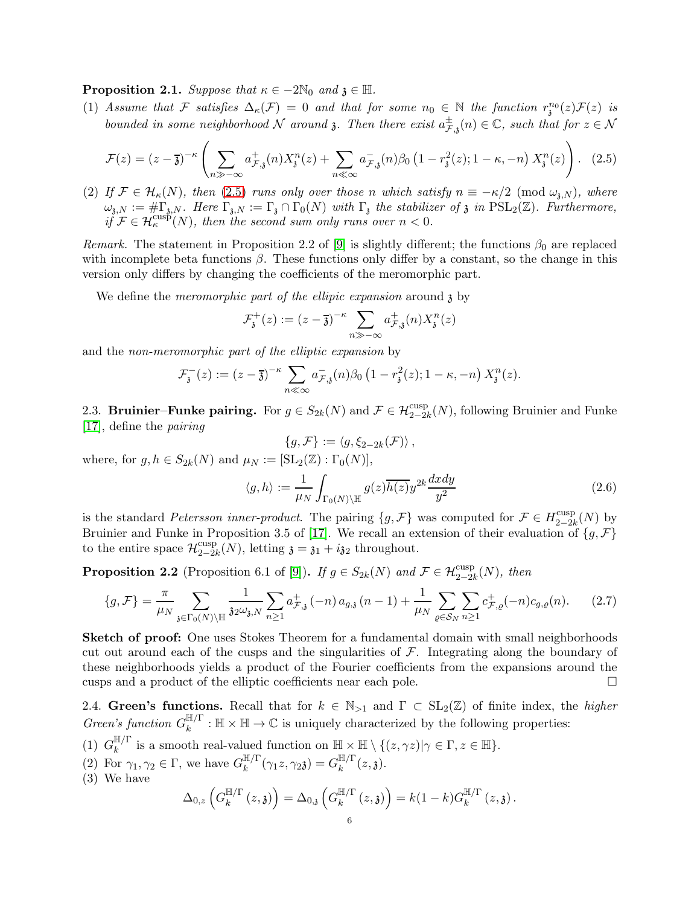**Proposition 2.1.** *Suppose that $\kappa \in -2\mathbb{N}_0$ and $\mathfrak{z} \in \mathbb{H}$.*

(1) *Assume that $\mathcal{F}$ satisfies $\Delta_\kappa(\mathcal{F}) = 0$ and that for some $n_0 \in \mathbb{N}$ the function $r_{\mathfrak{z}}^{n_0}(z)\mathcal{F}(z)$ is bounded in some neighborhood $\mathcal{N}$ around $\mathfrak{z}$. Then there exist $a^{\pm}_{\mathcal{F},\mathfrak{z}}(n) \in \mathbb{C}$, such that for $z \in \mathcal{N}$*

$$\mathcal{F}(z) = (z-\overline{\mathfrak{z}})^{-\kappa}\left(\sum_{n\gg-\infty} a^{+}_{\mathcal{F},\mathfrak{z}}(n)X_{\mathfrak{z}}^{n}(z) + \sum_{n\ll\infty} a^{-}_{\mathcal{F},\mathfrak{z}}(n)\beta_0\left(1-r_{\mathfrak{z}}^{2}(z);1-\kappa,-n\right)X_{\mathfrak{z}}^{n}(z)\right). \quad (2.5)$$

(2) *If $\mathcal{F} \in \mathcal{H}_\kappa(N)$, then (2.5) runs only over those $n$ which satisfy $n \equiv -\kappa/2 \pmod{\omega_{\mathfrak{z},N}}$, where $\omega_{\mathfrak{z},N} := \#\Gamma_{\mathfrak{z},N}$. Here $\Gamma_{\mathfrak{z},N} := \Gamma_{\mathfrak{z}} \cap \Gamma_0(N)$ with $\Gamma_{\mathfrak{z}}$ the stabilizer of $\mathfrak{z}$ in $\mathrm{PSL}_2(\mathbb{Z})$. Furthermore, if $\mathcal{F} \in \mathcal{H}_\kappa^{\mathrm{cusp}}(N)$, then the second sum only runs over $n<0$.*

*Remark.* The statement in Proposition 2.2 of [9] is slightly different; the functions $\beta_0$ are replaced with incomplete beta functions $\beta$. These functions only differ by a constant, so the change in this version only differs by changing the coefficients of the meromorphic part.

We define the *meromorphic part of the ellipic expansion* around $\mathfrak{z}$ by

$$\mathcal{F}_{\mathfrak{z}}^{+}(z) := (z-\overline{\mathfrak{z}})^{-\kappa}\sum_{n\gg-\infty} a^{+}_{\mathcal{F},\mathfrak{z}}(n)X_{\mathfrak{z}}^{n}(z)$$

and the *non-meromorphic part of the elliptic expansion* by

$$\mathcal{F}_{\mathfrak{z}}^{-}(z) := (z-\overline{\mathfrak{z}})^{-\kappa}\sum_{n\ll\infty} a^{-}_{\mathcal{F},\mathfrak{z}}(n)\beta_0\left(1-r_{\mathfrak{z}}^{2}(z);1-\kappa,-n\right)X_{\mathfrak{z}}^{n}(z).$$

**2.3. Bruinier–Funke pairing.** For $g \in S_{2k}(N)$ and $\mathcal{F} \in \mathcal{H}_{2-2k}^{\mathrm{cusp}}(N)$, following Bruinier and Funke [17], define the *pairing*

$$\{g,\mathcal{F}\} := \langle g, \xi_{2-2k}(\mathcal{F})\rangle\,,$$

where, for $g,h \in S_{2k}(N)$ and $\mu_N := [\mathrm{SL}_2(\mathbb{Z}) : \Gamma_0(N)]$,

$$\langle g,h\rangle := \frac{1}{\mu_N}\int_{\Gamma_0(N)\backslash\mathbb{H}} g(z)\overline{h(z)}y^{2k}\frac{dxdy}{y^2} \quad (2.6)$$

is the standard *Petersson inner-product*. The pairing $\{g,\mathcal{F}\}$ was computed for $\mathcal{F} \in H_{2-2k}^{\mathrm{cusp}}(N)$ by Bruinier and Funke in Proposition 3.5 of [17]. We recall an extension of their evaluation of $\{g,\mathcal{F}\}$ to the entire space $\mathcal{H}_{2-2k}^{\mathrm{cusp}}(N)$, letting $\mathfrak{z} = \mathfrak{z}_1 + i\mathfrak{z}_2$ throughout.

**Proposition 2.2** (Proposition 6.1 of [9])**.** *If $g \in S_{2k}(N)$ and $\mathcal{F} \in \mathcal{H}_{2-2k}^{\mathrm{cusp}}(N)$, then*

$$\{g,\mathcal{F}\} = \frac{\pi}{\mu_N}\sum_{\mathfrak{z}\in\Gamma_0(N)\backslash\mathbb{H}} \frac{1}{\mathfrak{z}_2\omega_{\mathfrak{z},N}}\sum_{n\geq1} a^{+}_{\mathcal{F},\mathfrak{z}}(-n)\,a_{g,\mathfrak{z}}(n-1) + \frac{1}{\mu_N}\sum_{\varrho\in\mathcal{S}_N}\sum_{n\geq1} c^{+}_{\mathcal{F},\varrho}(-n)c_{g,\varrho}(n). \quad (2.7)$$

**Sketch of proof:** One uses Stokes Theorem for a fundamental domain with small neighborhoods cut out around each of the cusps and the singularities of $\mathcal{F}$. Integrating along the boundary of these neighborhoods yields a product of the Fourier coefficients from the expansions around the cusps and a product of the elliptic coefficients near each pole. $\square$

**2.4. Green's functions.** Recall that for $k \in \mathbb{N}_{>1}$ and $\Gamma \subset \mathrm{SL}_2(\mathbb{Z})$ of finite index, the *higher Green's function* $G_k^{\mathbb{H}/\Gamma} : \mathbb{H}\times\mathbb{H} \to \mathbb{C}$ is uniquely characterized by the following properties:

(1) $G_k^{\mathbb{H}/\Gamma}$ is a smooth real-valued function on $\mathbb{H}\times\mathbb{H}\setminus\{(z,\gamma z)|\gamma\in\Gamma, z\in\mathbb{H}\}$.

(2) For $\gamma_1,\gamma_2 \in \Gamma$, we have $G_k^{\mathbb{H}/\Gamma}(\gamma_1 z,\gamma_2\mathfrak{z}) = G_k^{\mathbb{H}/\Gamma}(z,\mathfrak{z})$.

(3) We have

$$\Delta_{0,z}\left(G_k^{\mathbb{H}/\Gamma}(z,\mathfrak{z})\right) = \Delta_{0,\mathfrak{z}}\left(G_k^{\mathbb{H}/\Gamma}(z,\mathfrak{z})\right) = k(1-k)G_k^{\mathbb{H}/\Gamma}(z,\mathfrak{z}).$$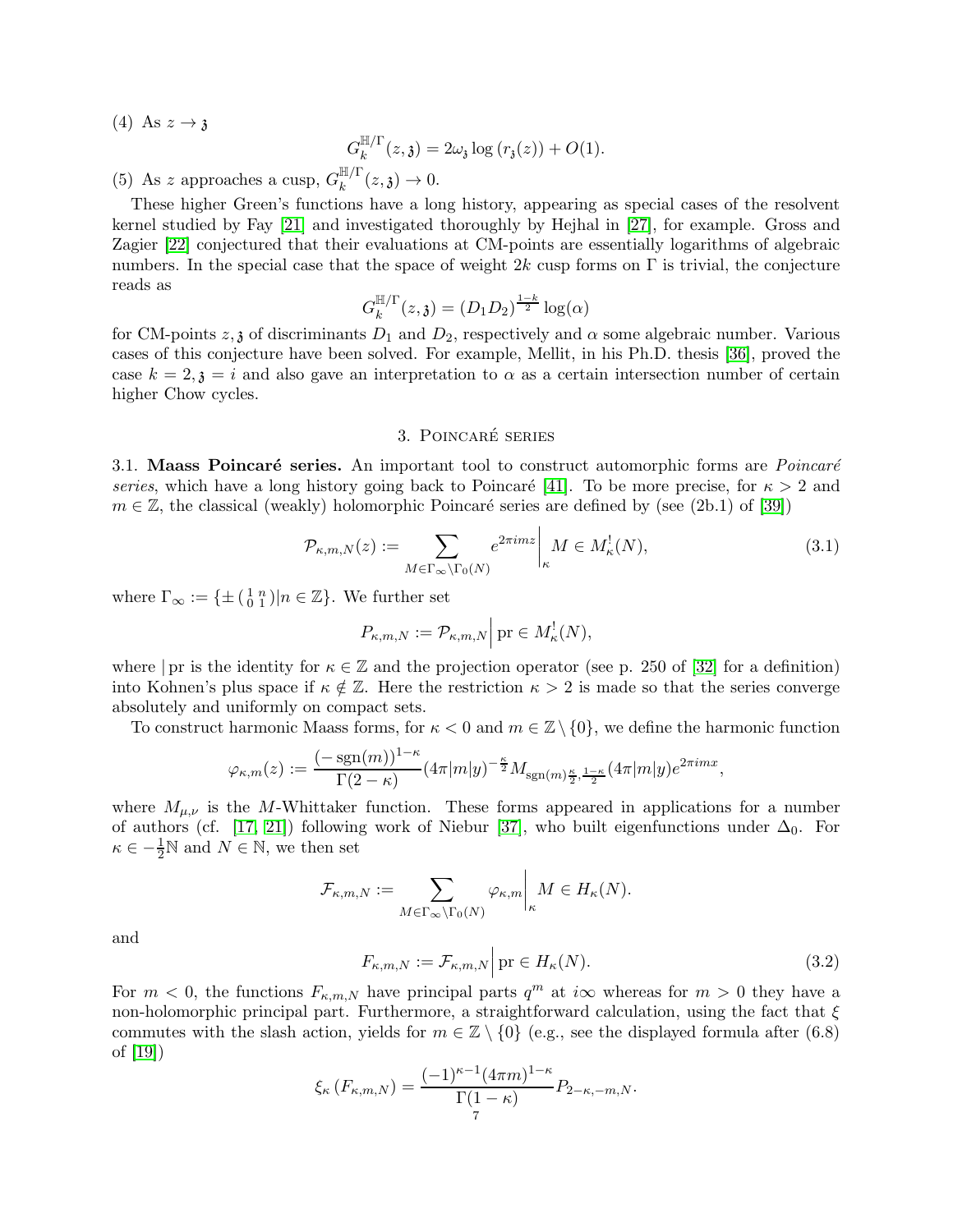(4) As $z \to \mathfrak{z}$

$$G_k^{\mathbb{H}/\Gamma}(z,\mathfrak{z}) = 2\omega_{\mathfrak{z}} \log\left(r_{\mathfrak{z}}(z)\right) + O(1).$$

(5) As $z$ approaches a cusp, $G_k^{\mathbb{H}/\Gamma}(z,\mathfrak{z}) \to 0$.

These higher Green's functions have a long history, appearing as special cases of the resolvent kernel studied by Fay [21] and investigated thoroughly by Hejhal in [27], for example. Gross and Zagier [22] conjectured that their evaluations at CM-points are essentially logarithms of algebraic numbers. In the special case that the space of weight $2k$ cusp forms on $\Gamma$ is trivial, the conjecture reads as

$$G_k^{\mathbb{H}/\Gamma}(z,\mathfrak{z}) = (D_1D_2)^{\frac{1-k}{2}} \log(\alpha)$$

for CM-points $z, \mathfrak{z}$ of discriminants $D_1$ and $D_2$, respectively and $\alpha$ some algebraic number. Various cases of this conjecture have been solved. For example, Mellit, in his Ph.D. thesis [36], proved the case $k = 2, \mathfrak{z} = i$ and also gave an interpretation to $\alpha$ as a certain intersection number of certain higher Chow cycles.

## 3. Poincaré series

3.1. **Maass Poincaré series.** An important tool to construct automorphic forms are *Poincaré series*, which have a long history going back to Poincaré [41]. To be more precise, for $\kappa > 2$ and $m \in \mathbb{Z}$, the classical (weakly) holomorphic Poincaré series are defined by (see (2b.1) of [39])

$$\mathcal{P}_{\kappa,m,N}(z) := \sum_{M \in \Gamma_\infty \backslash \Gamma_0(N)} e^{2\pi i m z}\Big|_\kappa M \in M_\kappa^!(N), \tag{3.1}$$

where $\Gamma_\infty := \{\pm \left(\begin{smallmatrix} 1 & n \\ 0 & 1 \end{smallmatrix}\right) | n \in \mathbb{Z}\}$. We further set

$$P_{\kappa,m,N} := \mathcal{P}_{\kappa,m,N}\Big| \operatorname{pr} \in M_\kappa^!(N),$$

where $|\operatorname{pr}$ is the identity for $\kappa \in \mathbb{Z}$ and the projection operator (see p. 250 of [32] for a definition) into Kohnen's plus space if $\kappa \notin \mathbb{Z}$. Here the restriction $\kappa > 2$ is made so that the series converge absolutely and uniformly on compact sets.

To construct harmonic Maass forms, for $\kappa < 0$ and $m \in \mathbb{Z} \setminus \{0\}$, we define the harmonic function

$$\varphi_{\kappa,m}(z) := \frac{(-\operatorname{sgn}(m))^{1-\kappa}}{\Gamma(2-\kappa)} (4\pi|m|y)^{-\frac{\kappa}{2}} M_{\operatorname{sgn}(m)\frac{\kappa}{2}, \frac{1-\kappa}{2}}(4\pi|m|y) e^{2\pi i m x},$$

where $M_{\mu,\nu}$ is the $M$-Whittaker function. These forms appeared in applications for a number of authors (cf. [17, 21]) following work of Niebur [37], who built eigenfunctions under $\Delta_0$. For $\kappa \in -\frac{1}{2}\mathbb{N}$ and $N \in \mathbb{N}$, we then set

$$\mathcal{F}_{\kappa,m,N} := \sum_{M \in \Gamma_\infty \backslash \Gamma_0(N)} \varphi_{\kappa,m}\Big|_\kappa M \in H_\kappa(N).$$

and

$$F_{\kappa,m,N} := \mathcal{F}_{\kappa,m,N}\Big| \operatorname{pr} \in H_\kappa(N). \tag{3.2}$$

For $m < 0$, the functions $F_{\kappa,m,N}$ have principal parts $q^m$ at $i\infty$ whereas for $m > 0$ they have a non-holomorphic principal part. Furthermore, a straightforward calculation, using the fact that $\xi$ commutes with the slash action, yields for $m \in \mathbb{Z} \setminus \{0\}$ (e.g., see the displayed formula after (6.8) of [19])

$$\xi_\kappa\left(F_{\kappa,m,N}\right) = \frac{(-1)^{\kappa-1}(4\pi m)^{1-\kappa}}{\Gamma(1-\kappa)} P_{2-\kappa,-m,N}.$$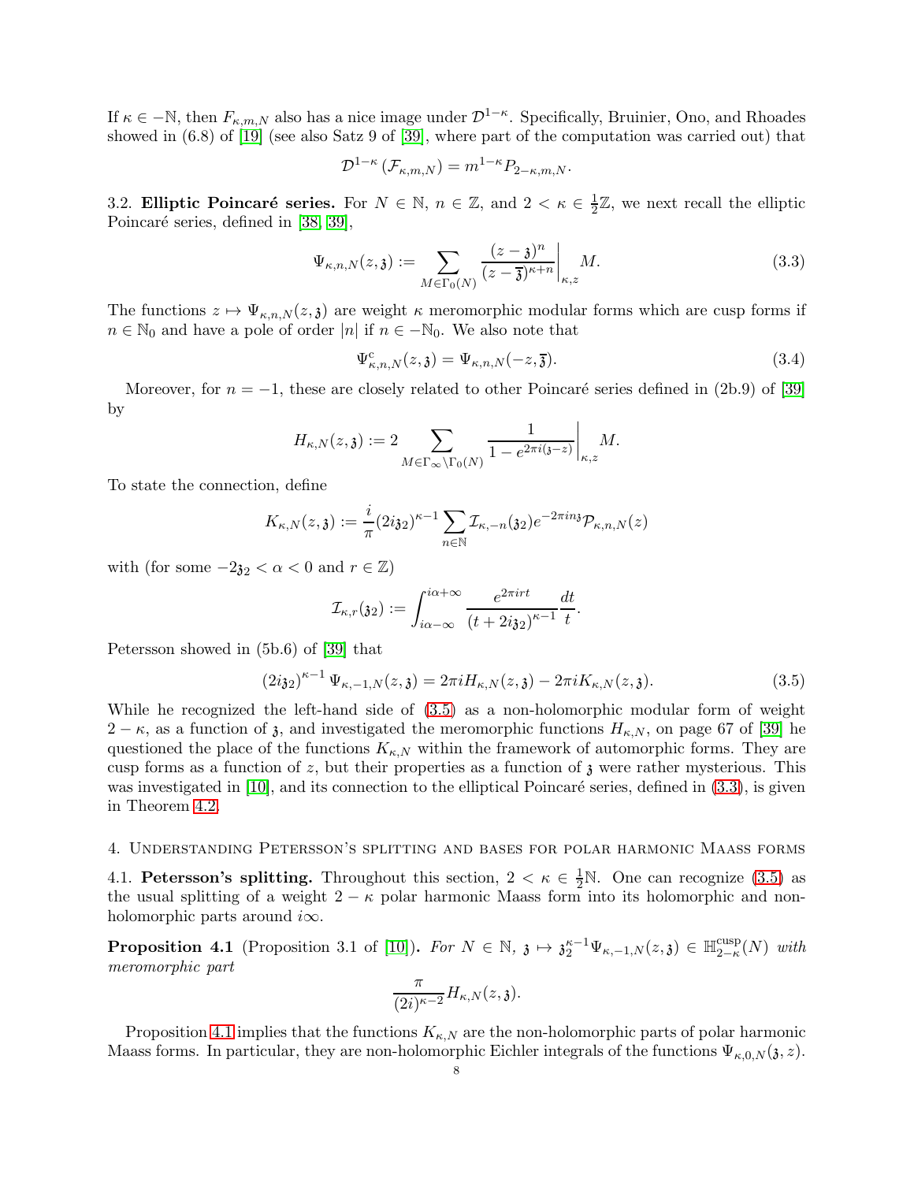If $\kappa \in -\mathbb{N}$, then $F_{\kappa,m,N}$ also has a nice image under $\mathcal{D}^{1-\kappa}$. Specifically, Bruinier, Ono, and Rhoades showed in (6.8) of [19] (see also Satz 9 of [39], where part of the computation was carried out) that

$$\mathcal{D}^{1-\kappa}\left(\mathcal{F}_{\kappa,m,N}\right) = m^{1-\kappa} P_{2-\kappa,m,N}.$$

3.2. **Elliptic Poincaré series.** For $N \in \mathbb{N}$, $n \in \mathbb{Z}$, and $2 < \kappa \in \frac{1}{2}\mathbb{Z}$, we next recall the elliptic Poincaré series, defined in [38, 39],

$$\Psi_{\kappa,n,N}(z,\mathfrak{z}) := \sum_{M \in \Gamma_0(N)} \left. \frac{(z-\mathfrak{z})^n}{(z-\overline{\mathfrak{z}})^{\kappa+n}} \right|_{\kappa,z} M. \tag{3.3}$$

The functions $z \mapsto \Psi_{\kappa,n,N}(z,\mathfrak{z})$ are weight $\kappa$ meromorphic modular forms which are cusp forms if $n \in \mathbb{N}_0$ and have a pole of order $|n|$ if $n \in -\mathbb{N}_0$. We also note that

$$\Psi^{\mathrm{c}}_{\kappa,n,N}(z,\mathfrak{z}) = \Psi_{\kappa,n,N}(-z,\overline{\mathfrak{z}}). \tag{3.4}$$

Moreover, for $n=-1$, these are closely related to other Poincaré series defined in (2b.9) of [39] by

$$H_{\kappa,N}(z,\mathfrak{z}) := 2 \sum_{M \in \Gamma_\infty \backslash \Gamma_0(N)} \left. \frac{1}{1-e^{2\pi i(\mathfrak{z}-z)}} \right|_{\kappa,z} M.$$

To state the connection, define

$$K_{\kappa,N}(z,\mathfrak{z}) := \frac{i}{\pi}(2i\mathfrak{z}_2)^{\kappa-1} \sum_{n \in \mathbb{N}} \mathcal{I}_{\kappa,-n}(\mathfrak{z}_2) e^{-2\pi i n \mathfrak{z}} \mathcal{P}_{\kappa,n,N}(z)$$

with (for some $-2\mathfrak{z}_2 < \alpha < 0$ and $r \in \mathbb{Z}$)

$$\mathcal{I}_{\kappa,r}(\mathfrak{z}_2) := \int_{i\alpha-\infty}^{i\alpha+\infty} \frac{e^{2\pi i r t}}{(t+2i\mathfrak{z}_2)^{\kappa-1}} \frac{dt}{t}.$$

Petersson showed in (5b.6) of [39] that

$$(2i\mathfrak{z}_2)^{\kappa-1}\, \Psi_{\kappa,-1,N}(z,\mathfrak{z}) = 2\pi i H_{\kappa,N}(z,\mathfrak{z}) - 2\pi i K_{\kappa,N}(z,\mathfrak{z}). \tag{3.5}$$

While he recognized the left-hand side of (3.5) as a non-holomorphic modular form of weight $2-\kappa$, as a function of $\mathfrak{z}$, and investigated the meromorphic functions $H_{\kappa,N}$, on page 67 of [39] he questioned the place of the functions $K_{\kappa,N}$ within the framework of automorphic forms. They are cusp forms as a function of $z$, but their properties as a function of $\mathfrak{z}$ were rather mysterious. This was investigated in [10], and its connection to the elliptical Poincaré series, defined in (3.3), is given in Theorem 4.2.

## 4. Understanding Petersson's splitting and bases for polar harmonic Maass forms

4.1. **Petersson's splitting.** Throughout this section, $2 < \kappa \in \frac{1}{2}\mathbb{N}$. One can recognize (3.5) as the usual splitting of a weight $2-\kappa$ polar harmonic Maass form into its holomorphic and non-holomorphic parts around $i\infty$.

**Proposition 4.1** (Proposition 3.1 of [10])**.** *For $N \in \mathbb{N}$, $\mathfrak{z} \mapsto \mathfrak{z}_2^{\kappa-1}\Psi_{\kappa,-1,N}(z,\mathfrak{z}) \in \mathbb{H}^{\mathrm{cusp}}_{2-\kappa}(N)$ with meromorphic part*

$$\frac{\pi}{(2i)^{\kappa-2}} H_{\kappa,N}(z,\mathfrak{z}).$$

Proposition 4.1 implies that the functions $K_{\kappa,N}$ are the non-holomorphic parts of polar harmonic Maass forms. In particular, they are non-holomorphic Eichler integrals of the functions $\Psi_{\kappa,0,N}(\mathfrak{z},z)$.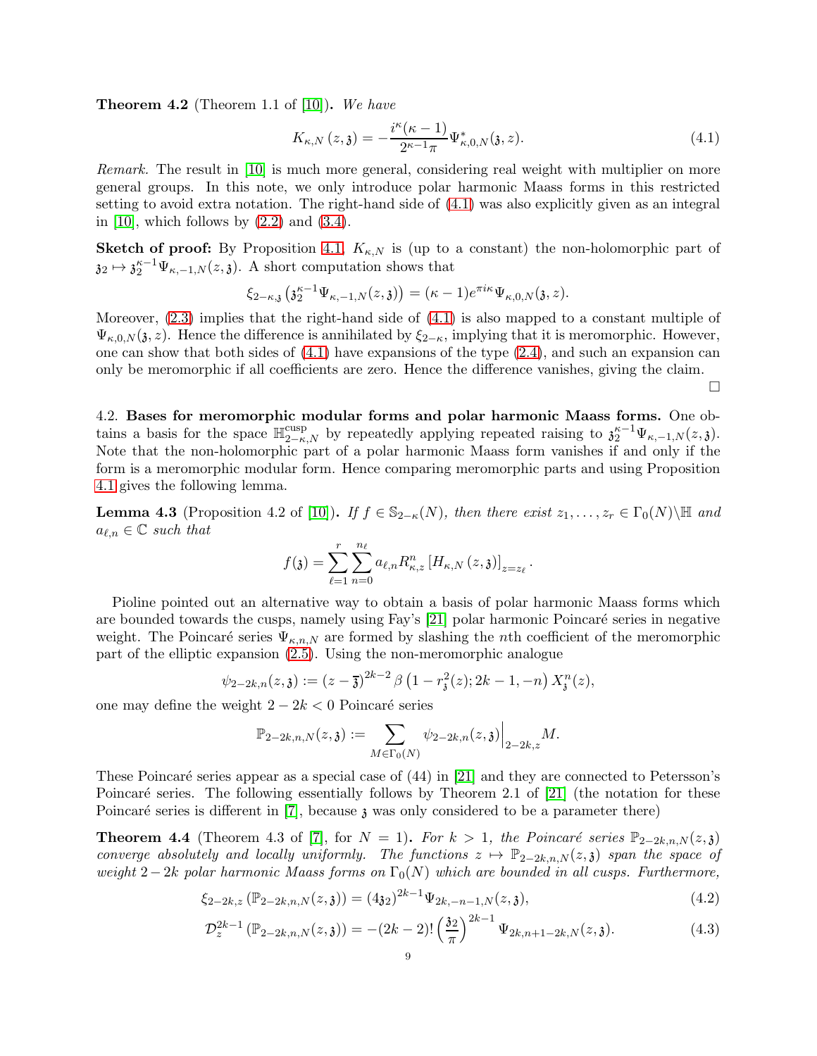**Theorem 4.2** (Theorem 1.1 of [10])**.** *We have*

$$K_{\kappa,N}(z,\mathfrak{z}) = -\frac{i^{\kappa}(\kappa-1)}{2^{\kappa-1}\pi}\Psi^{*}_{\kappa,0,N}(\mathfrak{z},z). \tag{4.1}$$

*Remark.* The result in [10] is much more general, considering real weight with multiplier on more general groups. In this note, we only introduce polar harmonic Maass forms in this restricted setting to avoid extra notation. The right-hand side of (4.1) was also explicitly given as an integral in [10], which follows by (2.2) and (3.4).

**Sketch of proof:** By Proposition 4.1, $K_{\kappa,N}$ is (up to a constant) the non-holomorphic part of $\mathfrak{z}_2 \mapsto \mathfrak{z}_2^{\kappa-1}\Psi_{\kappa,-1,N}(z,\mathfrak{z})$. A short computation shows that

$$\xi_{2-\kappa,\mathfrak{z}}\left(\mathfrak{z}_2^{\kappa-1}\Psi_{\kappa,-1,N}(z,\mathfrak{z})\right) = (\kappa-1)e^{\pi i\kappa}\Psi_{\kappa,0,N}(\mathfrak{z},z).$$

Moreover, (2.3) implies that the right-hand side of (4.1) is also mapped to a constant multiple of $\Psi_{\kappa,0,N}(\mathfrak{z},z)$. Hence the difference is annihilated by $\xi_{2-\kappa}$, implying that it is meromorphic. However, one can show that both sides of (4.1) have expansions of the type (2.4), and such an expansion can only be meromorphic if all coefficients are zero. Hence the difference vanishes, giving the claim.

□

4.2. **Bases for meromorphic modular forms and polar harmonic Maass forms.** One obtains a basis for the space $\mathbb{H}^{\mathrm{cusp}}_{2-\kappa,N}$ by repeatedly applying repeated raising to $\mathfrak{z}_2^{\kappa-1}\Psi_{\kappa,-1,N}(z,\mathfrak{z})$. Note that the non-holomorphic part of a polar harmonic Maass form vanishes if and only if the form is a meromorphic modular form. Hence comparing meromorphic parts and using Proposition 4.1 gives the following lemma.

**Lemma 4.3** (Proposition 4.2 of [10])**.** *If $f \in \mathbb{S}_{2-\kappa}(N)$, then there exist $z_1,\ldots,z_r \in \Gamma_0(N)\backslash\mathbb{H}$ and $a_{\ell,n}\in\mathbb{C}$ such that*

$$f(\mathfrak{z}) = \sum_{\ell=1}^{r}\sum_{n=0}^{n_\ell} a_{\ell,n} R^n_{\kappa,z}\left[H_{\kappa,N}(z,\mathfrak{z})\right]_{z=z_\ell}.$$

Pioline pointed out an alternative way to obtain a basis of polar harmonic Maass forms which are bounded towards the cusps, namely using Fay's [21] polar harmonic Poincaré series in negative weight. The Poincaré series $\Psi_{\kappa,n,N}$ are formed by slashing the $n$th coefficient of the meromorphic part of the elliptic expansion (2.5). Using the non-meromorphic analogue

$$\psi_{2-2k,n}(z,\mathfrak{z}) := (z-\overline{\mathfrak{z}})^{2k-2}\,\beta\left(1-r_{\mathfrak{z}}^2(z);2k-1,-n\right)X_{\mathfrak{z}}^n(z),$$

one may define the weight $2-2k<0$ Poincaré series

$$\mathbb{P}_{2-2k,n,N}(z,\mathfrak{z}) := \sum_{M\in\Gamma_0(N)} \psi_{2-2k,n}(z,\mathfrak{z})\Big|_{2-2k,z} M.$$

These Poincaré series appear as a special case of (44) in [21] and they are connected to Petersson's Poincaré series. The following essentially follows by Theorem 2.1 of [21] (the notation for these Poincaré series is different in [7], because $\mathfrak{z}$ was only considered to be a parameter there)

**Theorem 4.4** (Theorem 4.3 of [7], for $N=1$)**.** *For $k>1$, the Poincaré series $\mathbb{P}_{2-2k,n,N}(z,\mathfrak{z})$ converge absolutely and locally uniformly. The functions $z\mapsto \mathbb{P}_{2-2k,n,N}(z,\mathfrak{z})$ span the space of weight $2-2k$ polar harmonic Maass forms on $\Gamma_0(N)$ which are bounded in all cusps. Furthermore,*

$$\xi_{2-2k,z}\left(\mathbb{P}_{2-2k,n,N}(z,\mathfrak{z})\right) = (4\mathfrak{z}_2)^{2k-1}\Psi_{2k,-n-1,N}(z,\mathfrak{z}), \tag{4.2}$$

$$\mathcal{D}_z^{2k-1}\left(\mathbb{P}_{2-2k,n,N}(z,\mathfrak{z})\right) = -(2k-2)!\left(\frac{\mathfrak{z}_2}{\pi}\right)^{2k-1}\Psi_{2k,n+1-2k,N}(z,\mathfrak{z}). \tag{4.3}$$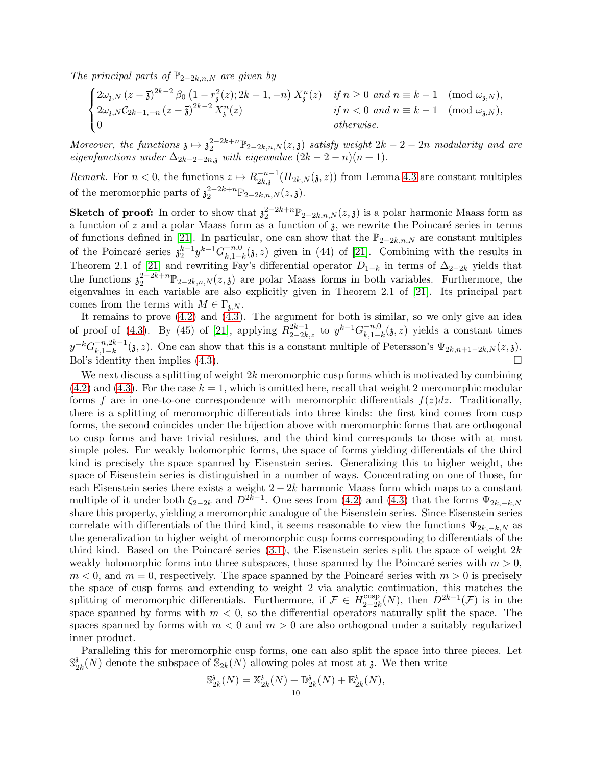*The principal parts of $\mathbb{P}_{2-2k,n,N}$ are given by*

$$\begin{cases} 2\omega_{\mathfrak{z},N}\left(z-\overline{\mathfrak{z}}\right)^{2k-2}\beta_0\left(1-r_{\mathfrak{z}}^2(z);2k-1,-n\right)X_{\mathfrak{z}}^n(z) & \text{if } n\geq 0 \text{ and } n\equiv k-1 \pmod{\omega_{\mathfrak{z},N}},\\ 2\omega_{\mathfrak{z},N}\mathcal{C}_{2k-1,-n}\left(z-\overline{\mathfrak{z}}\right)^{2k-2}X_{\mathfrak{z}}^n(z) & \text{if } n<0 \text{ and } n\equiv k-1 \pmod{\omega_{\mathfrak{z},N}},\\ 0 & \text{otherwise.}\end{cases}$$

*Moreover, the functions $\mathfrak{z}\mapsto \mathfrak{z}_2^{2-2k+n}\mathbb{P}_{2-2k,n,N}(z,\mathfrak{z})$ satisfy weight $2k-2-2n$ modularity and are eigenfunctions under $\Delta_{2k-2-2n,\mathfrak{z}}$ with eigenvalue $(2k-2-n)(n+1)$.*

*Remark.* For $n<0$, the functions $z\mapsto R_{2k,\mathfrak{z}}^{-n-1}(H_{2k,N}(\mathfrak{z},z))$ from Lemma 4.3 are constant multiples of the meromorphic parts of $\mathfrak{z}_2^{2-2k+n}\mathbb{P}_{2-2k,n,N}(z,\mathfrak{z})$.

**Sketch of proof:** In order to show that $\mathfrak{z}_2^{2-2k+n}\mathbb{P}_{2-2k,n,N}(z,\mathfrak{z})$ is a polar harmonic Maass form as a function of $z$ and a polar Maass form as a function of $\mathfrak{z}$, we rewrite the Poincaré series in terms of functions defined in [21]. In particular, one can show that the $\mathbb{P}_{2-2k,n,N}$ are constant multiples of the Poincaré series $\mathfrak{z}_2^{k-1}y^{k-1}G_{k,1-k}^{-n,0}(\mathfrak{z},z)$ given in (44) of [21]. Combining with the results in Theorem 2.1 of [21] and rewriting Fay's differential operator $D_{1-k}$ in terms of $\Delta_{2-2k}$ yields that the functions $\mathfrak{z}_2^{2-2k+n}\mathbb{P}_{2-2k,n,N}(z,\mathfrak{z})$ are polar Maass forms in both variables. Furthermore, the eigenvalues in each variable are also explicitly given in Theorem 2.1 of [21]. Its principal part comes from the terms with $M\in\Gamma_{\mathfrak{z},N}$.

It remains to prove (4.2) and (4.3). The argument for both is similar, so we only give an idea of proof of (4.3). By (45) of [21], applying $R_{2-2k,z}^{2k-1}$ to $y^{k-1}G_{k,1-k}^{-n,0}(\mathfrak{z},z)$ yields a constant times $y^{-k}G_{k,1-k}^{-n,2k-1}(\mathfrak{z},z)$. One can show that this is a constant multiple of Petersson's $\Psi_{2k,n+1-2k,N}(z,\mathfrak{z})$. Bol's identity then implies (4.3). □

We next discuss a splitting of weight $2k$ meromorphic cusp forms which is motivated by combining (4.2) and (4.3). For the case $k=1$, which is omitted here, recall that weight 2 meromorphic modular forms $f$ are in one-to-one correspondence with meromorphic differentials $f(z)dz$. Traditionally, there is a splitting of meromorphic differentials into three kinds: the first kind comes from cusp forms, the second coincides under the bijection above with meromorphic forms that are orthogonal to cusp forms and have trivial residues, and the third kind corresponds to those with at most simple poles. For weakly holomorphic forms, the space of forms yielding differentials of the third kind is precisely the space spanned by Eisenstein series. Generalizing this to higher weight, the space of Eisenstein series is distinguished in a number of ways. Concentrating on one of those, for each Eisenstein series there exists a weight $2-2k$ harmonic Maass form which maps to a constant multiple of it under both $\xi_{2-2k}$ and $D^{2k-1}$. One sees from (4.2) and (4.3) that the forms $\Psi_{2k,-k,N}$ share this property, yielding a meromorphic analogue of the Eisenstein series. Since Eisenstein series correlate with differentials of the third kind, it seems reasonable to view the functions $\Psi_{2k,-k,N}$ as the generalization to higher weight of meromorphic cusp forms corresponding to differentials of the third kind. Based on the Poincaré series (3.1), the Eisenstein series split the space of weight $2k$ weakly holomorphic forms into three subspaces, those spanned by the Poincaré series with $m>0$, $m<0$, and $m=0$, respectively. The space spanned by the Poincaré series with $m>0$ is precisely the space of cusp forms and extending to weight 2 via analytic continuation, this matches the splitting of meromorphic differentials. Furthermore, if $\mathcal{F}\in H_{2-2k}^{\mathrm{cusp}}(N)$, then $D^{2k-1}(\mathcal{F})$ is in the space spanned by forms with $m<0$, so the differential operators naturally split the space. The spaces spanned by forms with $m<0$ and $m>0$ are also orthogonal under a suitably regularized inner product.

Paralleling this for meromorphic cusp forms, one can also split the space into three pieces. Let $\mathbb{S}_{2k}^{\mathfrak{z}}(N)$ denote the subspace of $\mathbb{S}_{2k}(N)$ allowing poles at most at $\mathfrak{z}$. We then write

$$\mathbb{S}_{2k}^{\mathfrak{z}}(N)=\mathbb{X}_{2k}^{\mathfrak{z}}(N)+\mathbb{D}_{2k}^{\mathfrak{z}}(N)+\mathbb{E}_{2k}^{\mathfrak{z}}(N),$$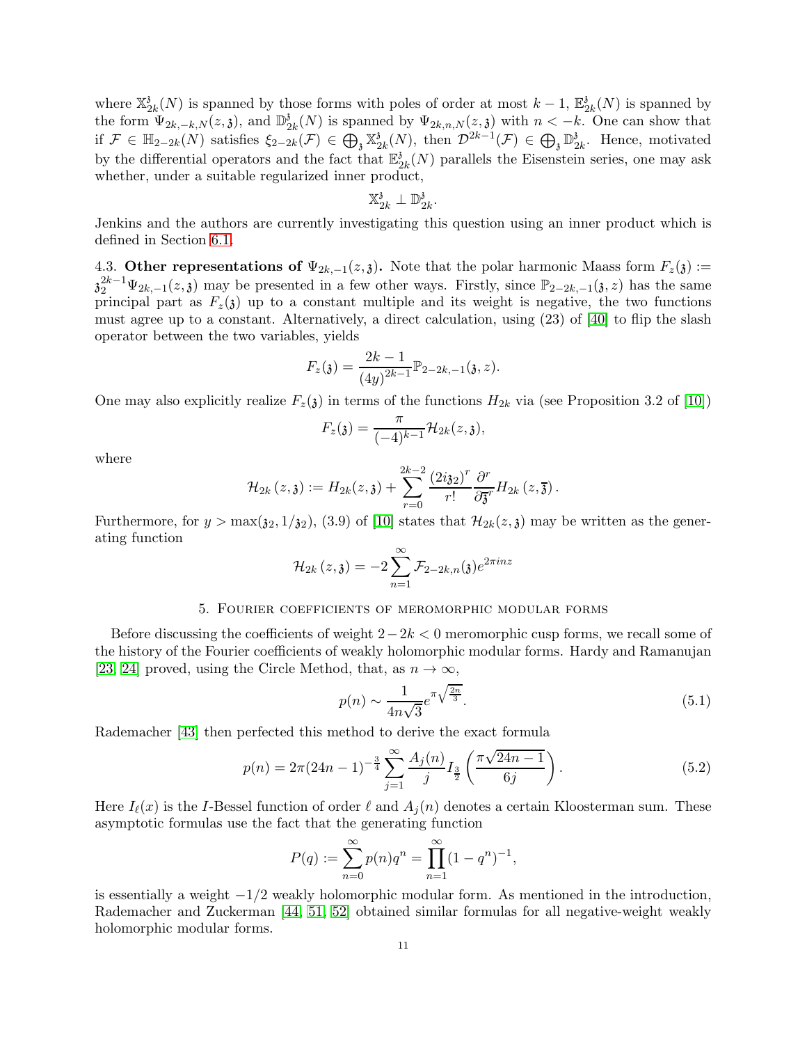where $\mathbb{X}_{2k}^{\mathfrak{z}}(N)$ is spanned by those forms with poles of order at most $k-1$, $\mathbb{E}_{2k}^{\mathfrak{z}}(N)$ is spanned by the form $\Psi_{2k,-k,N}(z,\mathfrak{z})$, and $\mathbb{D}_{2k}^{\mathfrak{z}}(N)$ is spanned by $\Psi_{2k,n,N}(z,\mathfrak{z})$ with $n<-k$. One can show that if $\mathcal{F}\in\mathbb{H}_{2-2k}(N)$ satisfies $\xi_{2-2k}(\mathcal{F})\in\bigoplus_{\mathfrak{z}}\mathbb{X}_{2k}^{\mathfrak{z}}(N)$, then $\mathcal{D}^{2k-1}(\mathcal{F})\in\bigoplus_{\mathfrak{z}}\mathbb{D}_{2k}^{\mathfrak{z}}$. Hence, motivated by the differential operators and the fact that $\mathbb{E}_{2k}^{\mathfrak{z}}(N)$ parallels the Eisenstein series, one may ask whether, under a suitable regularized inner product,

$$\mathbb{X}_{2k}^{\mathfrak{z}}\perp\mathbb{D}_{2k}^{\mathfrak{z}}.$$

Jenkins and the authors are currently investigating this question using an inner product which is defined in Section 6.1.

### 4.3. Other representations of $\Psi_{2k,-1}(z,\mathfrak{z})$.

Note that the polar harmonic Maass form $F_z(\mathfrak{z}):=\mathfrak{z}_2^{2k-1}\Psi_{2k,-1}(z,\mathfrak{z})$ may be presented in a few other ways. Firstly, since $\mathbb{P}_{2-2k,-1}(\mathfrak{z},z)$ has the same principal part as $F_z(\mathfrak{z})$ up to a constant multiple and its weight is negative, the two functions must agree up to a constant. Alternatively, a direct calculation, using (23) of [40] to flip the slash operator between the two variables, yields

$$F_z(\mathfrak{z})=\frac{2k-1}{(4y)^{2k-1}}\mathbb{P}_{2-2k,-1}(\mathfrak{z},z).$$

One may also explicitly realize $F_z(\mathfrak{z})$ in terms of the functions $H_{2k}$ via (see Proposition 3.2 of [10])

$$F_z(\mathfrak{z})=\frac{\pi}{(-4)^{k-1}}\mathcal{H}_{2k}(z,\mathfrak{z}),$$

where

$$\mathcal{H}_{2k}\left(z,\mathfrak{z}\right):=H_{2k}(z,\mathfrak{z})+\sum_{r=0}^{2k-2}\frac{(2i\mathfrak{z}_2)^r}{r!}\frac{\partial^r}{\partial\overline{\mathfrak{z}}^r}H_{2k}\left(z,\overline{\mathfrak{z}}\right).$$

Furthermore, for $y>\max(\mathfrak{z}_2,1/\mathfrak{z}_2)$, (3.9) of [10] states that $\mathcal{H}_{2k}(z,\mathfrak{z})$ may be written as the generating function

$$\mathcal{H}_{2k}\left(z,\mathfrak{z}\right)=-2\sum_{n=1}^{\infty}\mathcal{F}_{2-2k,n}(\mathfrak{z})e^{2\pi inz}$$

## 5. Fourier coefficients of meromorphic modular forms

Before discussing the coefficients of weight $2-2k<0$ meromorphic cusp forms, we recall some of the history of the Fourier coefficients of weakly holomorphic modular forms. Hardy and Ramanujan [23, 24] proved, using the Circle Method, that, as $n\to\infty$,

$$p(n)\sim\frac{1}{4n\sqrt{3}}e^{\pi\sqrt{\frac{2n}{3}}}.\tag{5.1}$$

Rademacher [43] then perfected this method to derive the exact formula

$$p(n)=2\pi(24n-1)^{-\frac{3}{4}}\sum_{j=1}^{\infty}\frac{A_j(n)}{j}I_{\frac{3}{2}}\left(\frac{\pi\sqrt{24n-1}}{6j}\right).\tag{5.2}$$

Here $I_\ell(x)$ is the $I$-Bessel function of order $\ell$ and $A_j(n)$ denotes a certain Kloosterman sum. These asymptotic formulas use the fact that the generating function

$$P(q):=\sum_{n=0}^{\infty}p(n)q^n=\prod_{n=1}^{\infty}(1-q^n)^{-1},$$

is essentially a weight $-1/2$ weakly holomorphic modular form. As mentioned in the introduction, Rademacher and Zuckerman [44, 51, 52] obtained similar formulas for all negative-weight weakly holomorphic modular forms.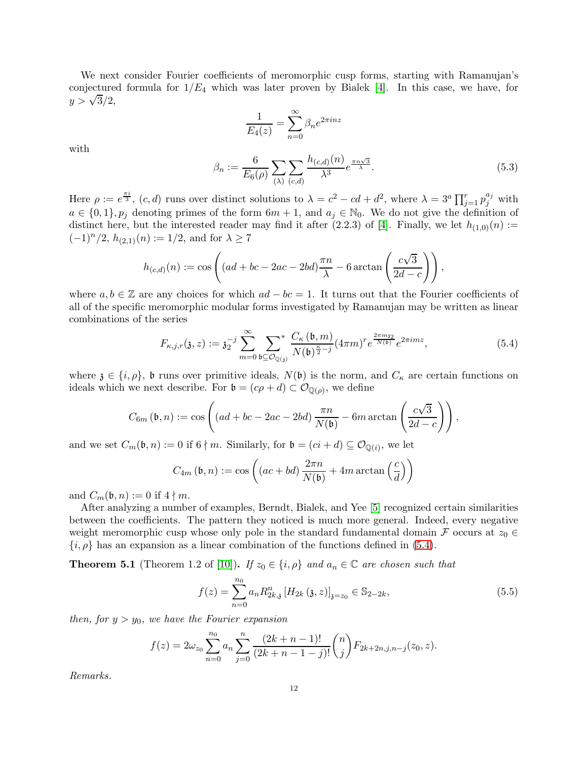We next consider Fourier coefficients of meromorphic cusp forms, starting with Ramanujan's conjectured formula for $1/E_4$ which was later proven by Bialek [4]. In this case, we have, for $y > \sqrt{3}/2$,

$$\frac{1}{E_4(z)} = \sum_{n=0}^{\infty} \beta_n e^{2\pi i n z}$$

with

$$\beta_n := \frac{6}{E_6(\rho)} \sum_{(\lambda)} \sum_{(c,d)} \frac{h_{(c,d)}(n)}{\lambda^3} e^{\frac{\pi n \sqrt{3}}{\lambda}}. \tag{5.3}$$

Here $\rho := e^{\frac{\pi i}{3}}$, $(c,d)$ runs over distinct solutions to $\lambda = c^2 - cd + d^2$, where $\lambda = 3^a \prod_{j=1}^r p_j^{a_j}$ with $a \in \{0,1\}$, $p_j$ denoting primes of the form $6m+1$, and $a_j \in \mathbb{N}_0$. We do not give the definition of distinct here, but the interested reader may find it after (2.2.3) of [4]. Finally, we let $h_{(1,0)}(n) := (-1)^n/2$, $h_{(2,1)}(n) := 1/2$, and for $\lambda \geq 7$

$$h_{(c,d)}(n) := \cos\left( (ad + bc - 2ac - 2bd) \frac{\pi n}{\lambda} - 6 \arctan\left( \frac{c\sqrt{3}}{2d - c} \right) \right),$$

where $a, b \in \mathbb{Z}$ are any choices for which $ad - bc = 1$. It turns out that the Fourier coefficients of all of the specific meromorphic modular forms investigated by Ramanujan may be written as linear combinations of the series

$$F_{\kappa,j,r}(\mathfrak{z}, z) := \mathfrak{z}_2^{-j} \sum_{m=0}^{\infty} \sum_{\mathfrak{b} \subseteq \mathcal{O}_{\mathbb{Q}(\mathfrak{z})}}^{*} \frac{C_\kappa(\mathfrak{b}, m)}{N(\mathfrak{b})^{\frac{\kappa}{2} - j}} (4\pi m)^r e^{\frac{2\pi m \mathfrak{z}_2}{N(\mathfrak{b})}} e^{2\pi i m z}, \tag{5.4}$$

where $\mathfrak{z} \in \{i, \rho\}$, $\mathfrak{b}$ runs over primitive ideals, $N(\mathfrak{b})$ is the norm, and $C_\kappa$ are certain functions on ideals which we next describe. For $\mathfrak{b} = (c\rho + d) \subset \mathcal{O}_{\mathbb{Q}(\rho)}$, we define

$$C_{6m}(\mathfrak{b}, n) := \cos\left( (ad + bc - 2ac - 2bd) \frac{\pi n}{N(\mathfrak{b})} - 6m \arctan\left( \frac{c\sqrt{3}}{2d - c} \right) \right),$$

and we set $C_m(\mathfrak{b}, n) := 0$ if $6 \nmid m$. Similarly, for $\mathfrak{b} = (ci + d) \subseteq \mathcal{O}_{\mathbb{Q}(i)}$, we let

$$C_{4m}(\mathfrak{b}, n) := \cos\left( (ac + bd) \frac{2\pi n}{N(\mathfrak{b})} + 4m \arctan\left( \frac{c}{d} \right) \right)$$

and $C_m(\mathfrak{b}, n) := 0$ if $4 \nmid m$.

After analyzing a number of examples, Berndt, Bialek, and Yee [5] recognized certain similarities between the coefficients. The pattern they noticed is much more general. Indeed, every negative weight meromorphic cusp whose only pole in the standard fundamental domain $\mathcal{F}$ occurs at $z_0 \in \{i, \rho\}$ has an expansion as a linear combination of the functions defined in (5.4).

**Theorem 5.1** (Theorem 1.2 of [10])**.** *If $z_0 \in \{i, \rho\}$ and $a_n \in \mathbb{C}$ are chosen such that*

$$f(z) = \sum_{n=0}^{n_0} a_n R_{2k,\mathfrak{z}}^n \left[ H_{2k}(\mathfrak{z}, z) \right]_{\mathfrak{z} = z_0} \in \mathbb{S}_{2-2k}, \tag{5.5}$$

*then, for $y > y_0$, we have the Fourier expansion*

$$f(z) = 2\omega_{z_0} \sum_{n=0}^{n_0} a_n \sum_{j=0}^{n} \frac{(2k+n-1)!}{(2k+n-1-j)!} \binom{n}{j} F_{2k+2n,j,n-j}(z_0, z).$$

*Remarks.*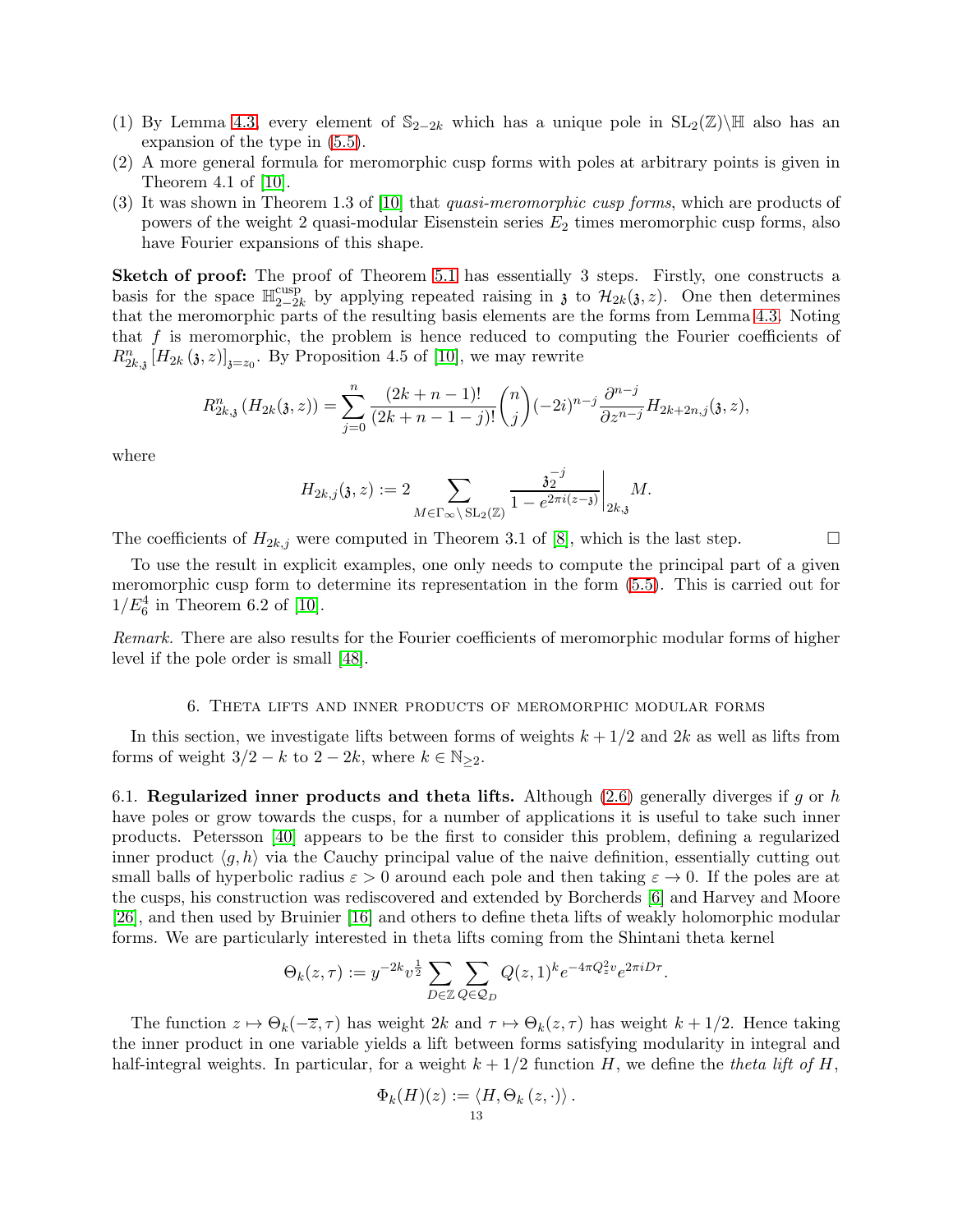(1) By Lemma 4.3, every element of $\mathbb{S}_{2-2k}$ which has a unique pole in $\mathrm{SL}_2(\mathbb{Z})\backslash\mathbb{H}$ also has an expansion of the type in (5.5).
(2) A more general formula for meromorphic cusp forms with poles at arbitrary points is given in Theorem 4.1 of [10].
(3) It was shown in Theorem 1.3 of [10] that *quasi-meromorphic cusp forms*, which are products of powers of the weight 2 quasi-modular Eisenstein series $E_2$ times meromorphic cusp forms, also have Fourier expansions of this shape.

**Sketch of proof:** The proof of Theorem 5.1 has essentially 3 steps. Firstly, one constructs a basis for the space $\mathbb{H}_{2-2k}^{\mathrm{cusp}}$ by applying repeated raising in $\mathfrak{z}$ to $\mathcal{H}_{2k}(\mathfrak{z},z)$. One then determines that the meromorphic parts of the resulting basis elements are the forms from Lemma 4.3. Noting that $f$ is meromorphic, the problem is hence reduced to computing the Fourier coefficients of $R_{2k,\mathfrak{z}}^n\left[H_{2k}\left(\mathfrak{z},z\right)\right]_{\mathfrak{z}=z_0}$. By Proposition 4.5 of [10], we may rewrite

$$R_{2k,\mathfrak{z}}^n\left(H_{2k}(\mathfrak{z},z)\right)=\sum_{j=0}^{n}\frac{(2k+n-1)!}{(2k+n-1-j)!}\binom{n}{j}(-2i)^{n-j}\frac{\partial^{n-j}}{\partial z^{n-j}}H_{2k+2n,j}(\mathfrak{z},z),$$

where

$$H_{2k,j}(\mathfrak{z},z):=2\sum_{M\in\Gamma_\infty\backslash\mathrm{SL}_2(\mathbb{Z})}\left.\frac{\mathfrak{z}_2^{-j}}{1-e^{2\pi i(z-\mathfrak{z})}}\right|_{2k,\mathfrak{z}}M.$$

The coefficients of $H_{2k,j}$ were computed in Theorem 3.1 of [8], which is the last step. $\square$

To use the result in explicit examples, one only needs to compute the principal part of a given meromorphic cusp form to determine its representation in the form (5.5). This is carried out for $1/E_6^4$ in Theorem 6.2 of [10].

*Remark.* There are also results for the Fourier coefficients of meromorphic modular forms of higher level if the pole order is small [48].

## 6. Theta lifts and inner products of meromorphic modular forms

In this section, we investigate lifts between forms of weights $k+1/2$ and $2k$ as well as lifts from forms of weight $3/2-k$ to $2-2k$, where $k\in\mathbb{N}_{\geq 2}$.

6.1. **Regularized inner products and theta lifts.** Although (2.6) generally diverges if $g$ or $h$ have poles or grow towards the cusps, for a number of applications it is useful to take such inner products. Petersson [40] appears to be the first to consider this problem, defining a regularized inner product $\langle g,h\rangle$ via the Cauchy principal value of the naive definition, essentially cutting out small balls of hyperbolic radius $\varepsilon>0$ around each pole and then taking $\varepsilon\to 0$. If the poles are at the cusps, his construction was rediscovered and extended by Borcherds [6] and Harvey and Moore [26], and then used by Bruinier [16] and others to define theta lifts of weakly holomorphic modular forms. We are particularly interested in theta lifts coming from the Shintani theta kernel

$$\Theta_k(z,\tau):=y^{-2k}v^{\frac{1}{2}}\sum_{D\in\mathbb{Z}}\sum_{Q\in\mathcal{Q}_D}Q(z,1)^k e^{-4\pi Q_z^2 v}e^{2\pi iD\tau}.$$

The function $z\mapsto\Theta_k(-\overline{z},\tau)$ has weight $2k$ and $\tau\mapsto\Theta_k(z,\tau)$ has weight $k+1/2$. Hence taking the inner product in one variable yields a lift between forms satisfying modularity in integral and half-integral weights. In particular, for a weight $k+1/2$ function $H$, we define the *theta lift of $H$*,

$$\Phi_k(H)(z):=\left\langle H,\Theta_k\left(z,\cdot\right)\right\rangle.$$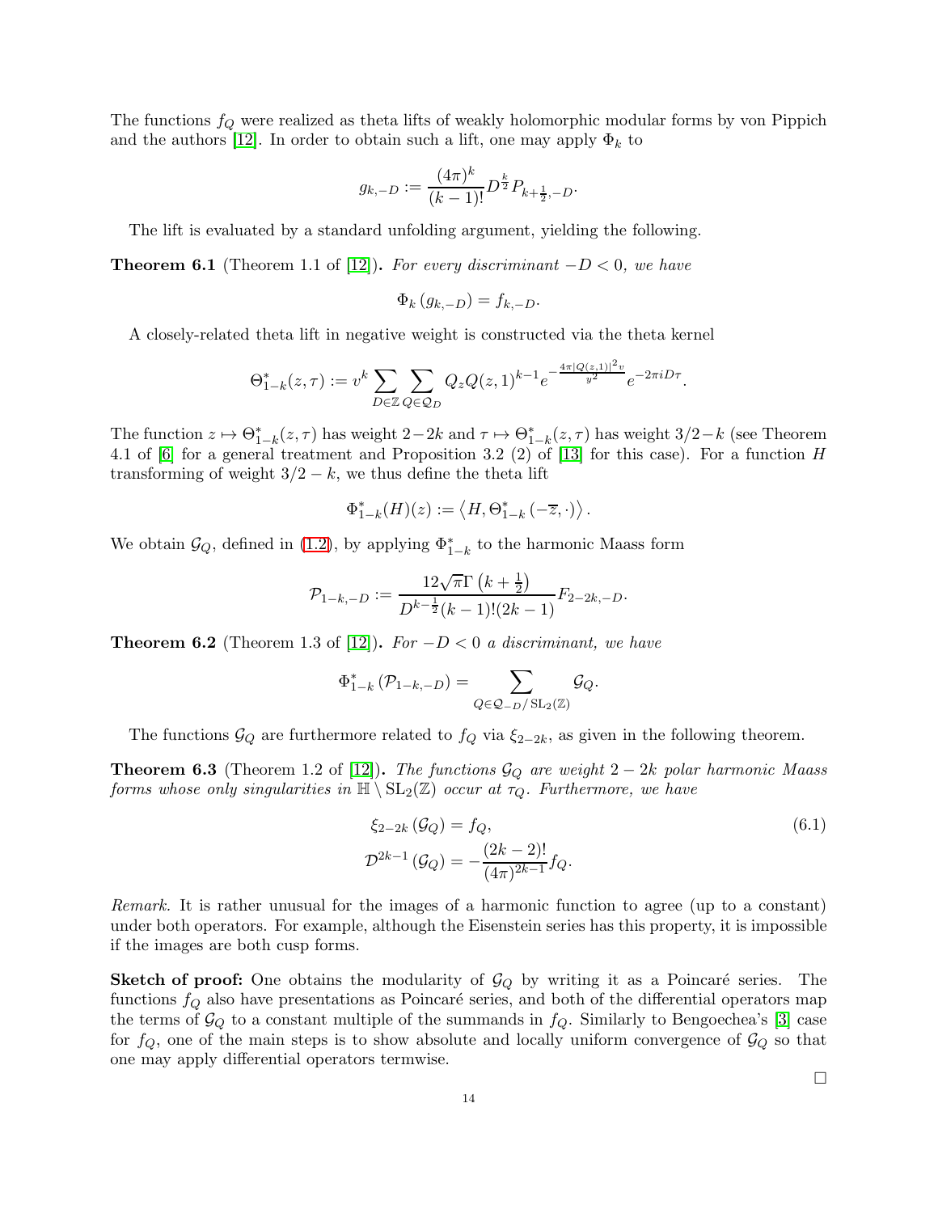The functions $f_Q$ were realized as theta lifts of weakly holomorphic modular forms by von Pippich and the authors [12]. In order to obtain such a lift, one may apply $\Phi_k$ to

$$g_{k,-D} := \frac{(4\pi)^k}{(k-1)!} D^{\frac{k}{2}} P_{k+\frac{1}{2},-D}.$$

The lift is evaluated by a standard unfolding argument, yielding the following.

**Theorem 6.1** (Theorem 1.1 of [12])**.** *For every discriminant $-D<0$, we have*

$$\Phi_k\left(g_{k,-D}\right) = f_{k,-D}.$$

A closely-related theta lift in negative weight is constructed via the theta kernel

$$\Theta^*_{1-k}(z,\tau) := v^k \sum_{D\in\mathbb{Z}} \sum_{Q\in\mathcal{Q}_D} Q_z Q(z,1)^{k-1} e^{-\frac{4\pi |Q(z,1)|^2 v}{y^2}} e^{-2\pi i D\tau}.$$

The function $z\mapsto \Theta^*_{1-k}(z,\tau)$ has weight $2-2k$ and $\tau\mapsto\Theta^*_{1-k}(z,\tau)$ has weight $3/2-k$ (see Theorem 4.1 of [6] for a general treatment and Proposition 3.2 (2) of [13] for this case). For a function $H$ transforming of weight $3/2-k$, we thus define the theta lift

$$\Phi^*_{1-k}(H)(z) := \left\langle H, \Theta^*_{1-k}\left(-\overline{z},\cdot\right)\right\rangle.$$

We obtain $\mathcal{G}_Q$, defined in (1.2), by applying $\Phi^*_{1-k}$ to the harmonic Maass form

$$\mathcal{P}_{1-k,-D} := \frac{12\sqrt{\pi}\,\Gamma\left(k+\frac{1}{2}\right)}{D^{k-\frac{1}{2}}(k-1)!(2k-1)} F_{2-2k,-D}.$$

**Theorem 6.2** (Theorem 1.3 of [12])**.** *For $-D<0$ a discriminant, we have*

$$\Phi^*_{1-k}\left(\mathcal{P}_{1-k,-D}\right) = \sum_{Q\in\mathcal{Q}_{-D}/\operatorname{SL}_2(\mathbb{Z})} \mathcal{G}_Q.$$

The functions $\mathcal{G}_Q$ are furthermore related to $f_Q$ via $\xi_{2-2k}$, as given in the following theorem.

**Theorem 6.3** (Theorem 1.2 of [12])**.** *The functions $\mathcal{G}_Q$ are weight $2-2k$ polar harmonic Maass forms whose only singularities in $\mathbb{H}\setminus\operatorname{SL}_2(\mathbb{Z})$ occur at $\tau_Q$. Furthermore, we have*

$$\begin{aligned}\xi_{2-2k}\left(\mathcal{G}_Q\right) &= f_Q,\\ \mathcal{D}^{2k-1}\left(\mathcal{G}_Q\right) &= -\frac{(2k-2)!}{(4\pi)^{2k-1}} f_Q.\end{aligned} \tag{6.1}$$

*Remark.* It is rather unusual for the images of a harmonic function to agree (up to a constant) under both operators. For example, although the Eisenstein series has this property, it is impossible if the images are both cusp forms.

**Sketch of proof:** One obtains the modularity of $\mathcal{G}_Q$ by writing it as a Poincaré series. The functions $f_Q$ also have presentations as Poincaré series, and both of the differential operators map the terms of $\mathcal{G}_Q$ to a constant multiple of the summands in $f_Q$. Similarly to Bengoechea's [3] case for $f_Q$, one of the main steps is to show absolute and locally uniform convergence of $\mathcal{G}_Q$ so that one may apply differential operators termwise.

□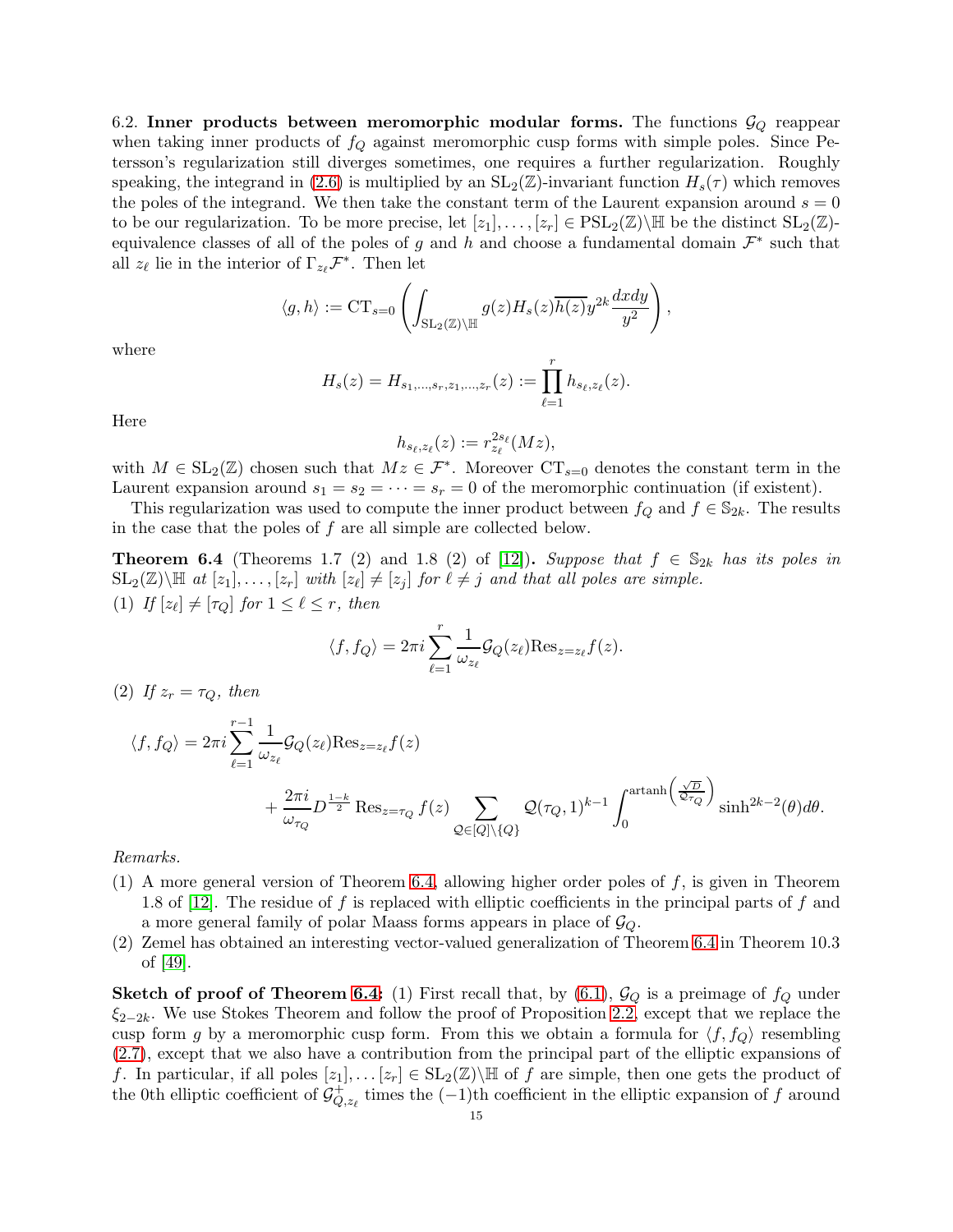6.2. **Inner products between meromorphic modular forms.** The functions $\mathcal{G}_Q$ reappear when taking inner products of $f_Q$ against meromorphic cusp forms with simple poles. Since Petersson's regularization still diverges sometimes, one requires a further regularization. Roughly speaking, the integrand in (2.6) is multiplied by an $\mathrm{SL}_2(\mathbb{Z})$-invariant function $H_s(\tau)$ which removes the poles of the integrand. We then take the constant term of the Laurent expansion around $s=0$ to be our regularization. To be more precise, let $[z_1],\ldots,[z_r] \in \mathrm{PSL}_2(\mathbb{Z})\backslash\mathbb{H}$ be the distinct $\mathrm{SL}_2(\mathbb{Z})$-equivalence classes of all of the poles of $g$ and $h$ and choose a fundamental domain $\mathcal{F}^*$ such that all $z_\ell$ lie in the interior of $\Gamma_{z_\ell}\mathcal{F}^*$. Then let

$$\langle g,h\rangle := \mathrm{CT}_{s=0}\left(\int_{\mathrm{SL}_2(\mathbb{Z})\backslash\mathbb{H}} g(z)H_s(z)\overline{h(z)}y^{2k}\frac{dxdy}{y^2}\right),$$

where

$$H_s(z) = H_{s_1,\ldots,s_r,z_1,\ldots,z_r}(z) := \prod_{\ell=1}^{r} h_{s_\ell,z_\ell}(z).$$

Here

$$h_{s_\ell,z_\ell}(z) := r_{z_\ell}^{2s_\ell}(Mz),$$

with $M\in\mathrm{SL}_2(\mathbb{Z})$ chosen such that $Mz\in\mathcal{F}^*$. Moreover $\mathrm{CT}_{s=0}$ denotes the constant term in the Laurent expansion around $s_1=s_2=\cdots=s_r=0$ of the meromorphic continuation (if existent).

This regularization was used to compute the inner product between $f_Q$ and $f\in\mathbb{S}_{2k}$. The results in the case that the poles of $f$ are all simple are collected below.

**Theorem 6.4** (Theorems 1.7 (2) and 1.8 (2) of [12])**.** *Suppose that $f\in\mathbb{S}_{2k}$ has its poles in $\mathrm{SL}_2(\mathbb{Z})\backslash\mathbb{H}$ at $[z_1],\ldots,[z_r]$ with $[z_\ell]\neq[z_j]$ for $\ell\neq j$ and that all poles are simple.*

(1) *If $[z_\ell]\neq[\tau_Q]$ for $1\leq\ell\leq r$, then*

$$\langle f,f_Q\rangle = 2\pi i\sum_{\ell=1}^{r}\frac{1}{\omega_{z_\ell}}\mathcal{G}_Q(z_\ell)\mathrm{Res}_{z=z_\ell}f(z).$$

(2) *If $z_r=\tau_Q$, then*

$$\langle f,f_Q\rangle = 2\pi i\sum_{\ell=1}^{r-1}\frac{1}{\omega_{z_\ell}}\mathcal{G}_Q(z_\ell)\mathrm{Res}_{z=z_\ell}f(z) + \frac{2\pi i}{\omega_{\tau_Q}}D^{\frac{1-k}{2}}\,\mathrm{Res}_{z=\tau_Q}f(z)\sum_{\mathcal{Q}\in[Q]\backslash\{Q\}}\mathcal{Q}(\tau_Q,1)^{k-1}\int_0^{\mathrm{artanh}\left(\frac{\sqrt{D}}{\mathfrak{Q}_{\tau_Q}}\right)}\sinh^{2k-2}(\theta)d\theta.$$

*Remarks.*

(1) A more general version of Theorem 6.4, allowing higher order poles of $f$, is given in Theorem 1.8 of [12]. The residue of $f$ is replaced with elliptic coefficients in the principal parts of $f$ and a more general family of polar Maass forms appears in place of $\mathcal{G}_Q$.
(2) Zemel has obtained an interesting vector-valued generalization of Theorem 6.4 in Theorem 10.3 of [49].

**Sketch of proof of Theorem 6.4:** (1) First recall that, by (6.1), $\mathcal{G}_Q$ is a preimage of $f_Q$ under $\xi_{2-2k}$. We use Stokes Theorem and follow the proof of Proposition 2.2, except that we replace the cusp form $g$ by a meromorphic cusp form. From this we obtain a formula for $\langle f,f_Q\rangle$ resembling (2.7), except that we also have a contribution from the principal part of the elliptic expansions of $f$. In particular, if all poles $[z_1],\ldots[z_r]\in\mathrm{SL}_2(\mathbb{Z})\backslash\mathbb{H}$ of $f$ are simple, then one gets the product of the 0th elliptic coefficient of $\mathcal{G}^+_{Q,z_\ell}$ times the $(-1)$th coefficient in the elliptic expansion of $f$ around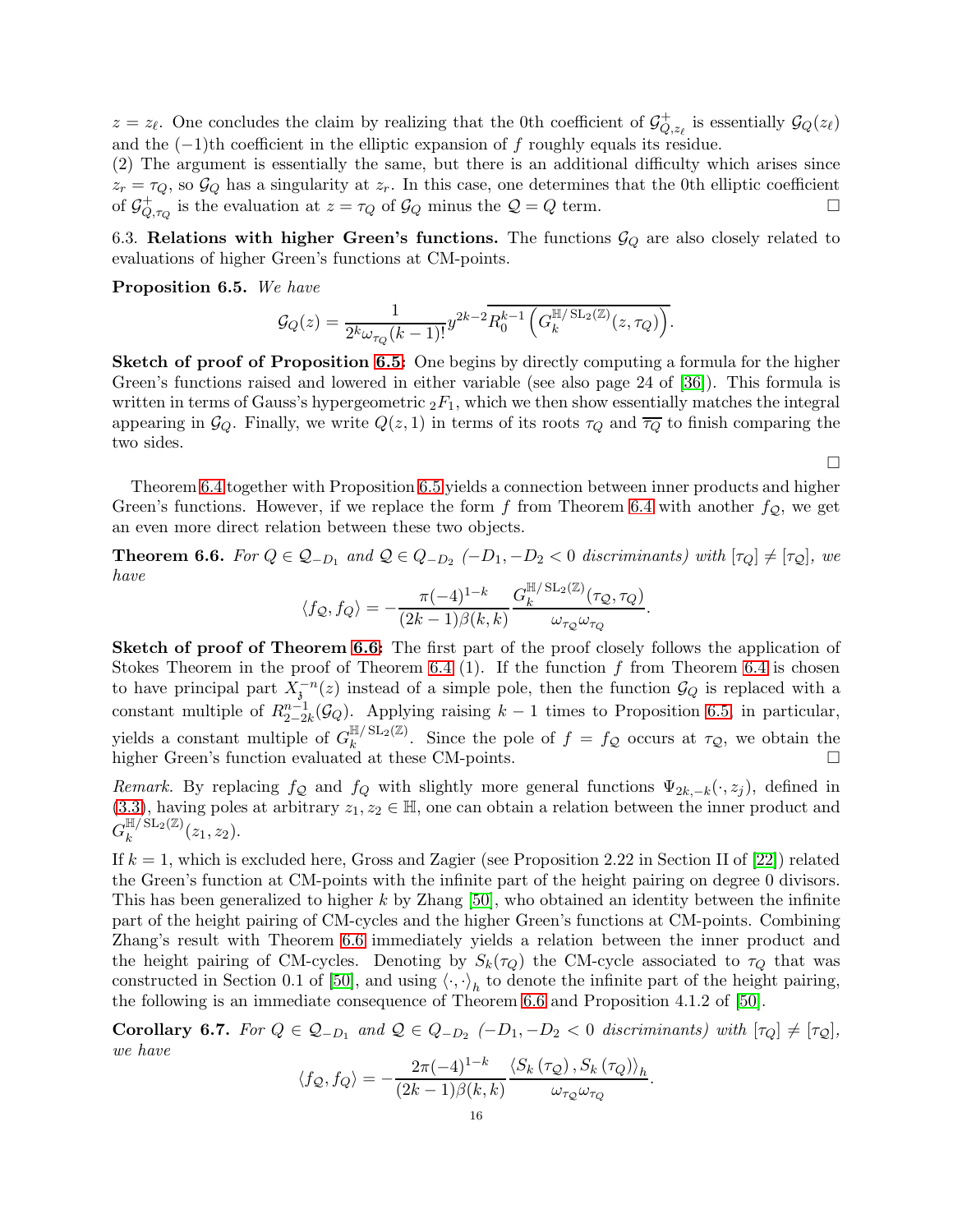$z = z_\ell$. One concludes the claim by realizing that the 0th coefficient of $\mathcal{G}^+_{Q,z_\ell}$ is essentially $\mathcal{G}_Q(z_\ell)$ and the $(-1)$th coefficient in the elliptic expansion of $f$ roughly equals its residue.
(2) The argument is essentially the same, but there is an additional difficulty which arises since $z_r = \tau_Q$, so $\mathcal{G}_Q$ has a singularity at $z_r$. In this case, one determines that the 0th elliptic coefficient of $\mathcal{G}^+_{Q,\tau_Q}$ is the evaluation at $z = \tau_Q$ of $\mathcal{G}_Q$ minus the $\mathcal{Q} = Q$ term. □

6.3. **Relations with higher Green's functions.** The functions $\mathcal{G}_Q$ are also closely related to evaluations of higher Green's functions at CM-points.

**Proposition 6.5.** *We have*

$$\mathcal{G}_Q(z) = \frac{1}{2^k \omega_{\tau_Q}(k-1)!} y^{2k-2} \overline{R_0^{k-1}\left(G_k^{\mathbb{H}/\operatorname{SL}_2(\mathbb{Z})}(z,\tau_Q)\right)}.$$

**Sketch of proof of Proposition 6.5:** One begins by directly computing a formula for the higher Green's functions raised and lowered in either variable (see also page 24 of [36]). This formula is written in terms of Gauss's hypergeometric ${}_2F_1$, which we then show essentially matches the integral appearing in $\mathcal{G}_Q$. Finally, we write $Q(z,1)$ in terms of its roots $\tau_Q$ and $\overline{\tau_Q}$ to finish comparing the two sides.

□

Theorem 6.4 together with Proposition 6.5 yields a connection between inner products and higher Green's functions. However, if we replace the form $f$ from Theorem 6.4 with another $f_{\mathcal{Q}}$, we get an even more direct relation between these two objects.

**Theorem 6.6.** *For $Q \in \mathcal{Q}_{-D_1}$ and $\mathcal{Q} \in Q_{-D_2}$ ($-D_1, -D_2 < 0$ discriminants) with $[\tau_Q] \neq [\tau_{\mathcal{Q}}]$, we have*

$$\langle f_{\mathcal{Q}}, f_Q\rangle = -\frac{\pi(-4)^{1-k}}{(2k-1)\beta(k,k)} \frac{G_k^{\mathbb{H}/\operatorname{SL}_2(\mathbb{Z})}(\tau_{\mathcal{Q}},\tau_Q)}{\omega_{\tau_{\mathcal{Q}}}\omega_{\tau_Q}}.$$

**Sketch of proof of Theorem 6.6:** The first part of the proof closely follows the application of Stokes Theorem in the proof of Theorem 6.4 (1). If the function $f$ from Theorem 6.4 is chosen to have principal part $X_{\mathfrak{z}}^{-n}(z)$ instead of a simple pole, then the function $\mathcal{G}_Q$ is replaced with a constant multiple of $R_{2-2k}^{n-1}(\mathcal{G}_Q)$. Applying raising $k-1$ times to Proposition 6.5, in particular, yields a constant multiple of $G_k^{\mathbb{H}/\operatorname{SL}_2(\mathbb{Z})}$. Since the pole of $f = f_{\mathcal{Q}}$ occurs at $\tau_{\mathcal{Q}}$, we obtain the higher Green's function evaluated at these CM-points. □

*Remark.* By replacing $f_{\mathcal{Q}}$ and $f_Q$ with slightly more general functions $\Psi_{2k,-k}(\cdot, z_j)$, defined in (3.3), having poles at arbitrary $z_1, z_2 \in \mathbb{H}$, one can obtain a relation between the inner product and $G_k^{\mathbb{H}/\operatorname{SL}_2(\mathbb{Z})}(z_1,z_2)$.

If $k = 1$, which is excluded here, Gross and Zagier (see Proposition 2.22 in Section II of [22]) related the Green's function at CM-points with the infinite part of the height pairing on degree 0 divisors. This has been generalized to higher $k$ by Zhang [50], who obtained an identity between the infinite part of the height pairing of CM-cycles and the higher Green's functions at CM-points. Combining Zhang's result with Theorem 6.6 immediately yields a relation between the inner product and the height pairing of CM-cycles. Denoting by $S_k(\tau_Q)$ the CM-cycle associated to $\tau_Q$ that was constructed in Section 0.1 of [50], and using $\langle\cdot,\cdot\rangle_h$ to denote the infinite part of the height pairing, the following is an immediate consequence of Theorem 6.6 and Proposition 4.1.2 of [50].

**Corollary 6.7.** *For $Q \in \mathcal{Q}_{-D_1}$ and $\mathcal{Q} \in Q_{-D_2}$ ($-D_1, -D_2 < 0$ discriminants) with $[\tau_Q] \neq [\tau_{\mathcal{Q}}]$, we have*

$$\langle f_{\mathcal{Q}}, f_Q\rangle = -\frac{2\pi(-4)^{1-k}}{(2k-1)\beta(k,k)} \frac{\langle S_k(\tau_{\mathcal{Q}}), S_k(\tau_Q)\rangle_h}{\omega_{\tau_{\mathcal{Q}}}\omega_{\tau_Q}}.$$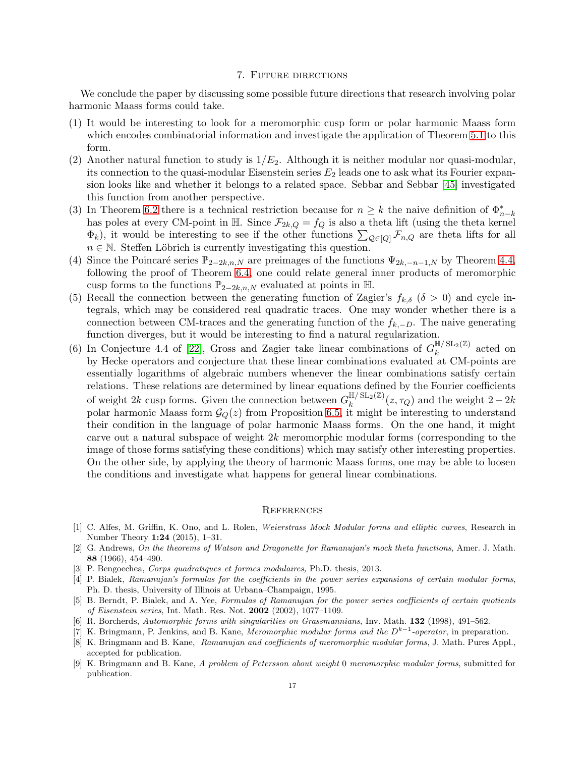## 7. Future directions

We conclude the paper by discussing some possible future directions that research involving polar harmonic Maass forms could take.

(1) It would be interesting to look for a meromorphic cusp form or polar harmonic Maass form which encodes combinatorial information and investigate the application of Theorem 5.1 to this form.
(2) Another natural function to study is $1/E_2$. Although it is neither modular nor quasi-modular, its connection to the quasi-modular Eisenstein series $E_2$ leads one to ask what its Fourier expansion looks like and whether it belongs to a related space. Sebbar and Sebbar [45] investigated this function from another perspective.
(3) In Theorem 6.2 there is a technical restriction because for $n \geq k$ the naive definition of $\Phi_{n-k}^*$ has poles at every CM-point in $\mathbb{H}$. Since $\mathcal{F}_{2k,Q} = f_Q$ is also a theta lift (using the theta kernel $\Phi_k$), it would be interesting to see if the other functions $\sum_{\mathcal{Q}\in[Q]} \mathcal{F}_{n,Q}$ are theta lifts for all $n \in \mathbb{N}$. Steffen Löbrich is currently investigating this question.
(4) Since the Poincaré series $\mathbb{P}_{2-2k,n,N}$ are preimages of the functions $\Psi_{2k,-n-1,N}$ by Theorem 4.4, following the proof of Theorem 6.4, one could relate general inner products of meromorphic cusp forms to the functions $\mathbb{P}_{2-2k,n,N}$ evaluated at points in $\mathbb{H}$.
(5) Recall the connection between the generating function of Zagier's $f_{k,\delta}$ ($\delta > 0$) and cycle integrals, which may be considered real quadratic traces. One may wonder whether there is a connection between CM-traces and the generating function of the $f_{k,-D}$. The naive generating function diverges, but it would be interesting to find a natural regularization.
(6) In Conjecture 4.4 of [22], Gross and Zagier take linear combinations of $G_k^{\mathbb{H}/\operatorname{SL}_2(\mathbb{Z})}$ acted on by Hecke operators and conjecture that these linear combinations evaluated at CM-points are essentially logarithms of algebraic numbers whenever the linear combinations satisfy certain relations. These relations are determined by linear equations defined by the Fourier coefficients of weight $2k$ cusp forms. Given the connection between $G_k^{\mathbb{H}/\operatorname{SL}_2(\mathbb{Z})}(z,\tau_Q)$ and the weight $2-2k$ polar harmonic Maass form $\mathcal{G}_Q(z)$ from Proposition 6.5, it might be interesting to understand their condition in the language of polar harmonic Maass forms. On the one hand, it might carve out a natural subspace of weight $2k$ meromorphic modular forms (corresponding to the image of those forms satisfying these conditions) which may satisfy other interesting properties. On the other side, by applying the theory of harmonic Maass forms, one may be able to loosen the conditions and investigate what happens for general linear combinations.

## References

[1] C. Alfes, M. Griffin, K. Ono, and L. Rolen, *Weierstrass Mock Modular forms and elliptic curves*, Research in Number Theory **1:24** (2015), 1–31.

[2] G. Andrews, *On the theorems of Watson and Dragonette for Ramanujan's mock theta functions*, Amer. J. Math. **88** (1966), 454–490.

[3] P. Bengoechea, *Corps quadratiques et formes modulaires,* Ph.D. thesis, 2013.

[4] P. Bialek, *Ramanujan's formulas for the coefficients in the power series expansions of certain modular forms*, Ph. D. thesis, University of Illinois at Urbana–Champaign, 1995.

[5] B. Berndt, P. Bialek, and A. Yee, *Formulas of Ramanujan for the power series coefficients of certain quotients of Eisenstein series*, Int. Math. Res. Not. **2002** (2002), 1077–1109.

[6] R. Borcherds, *Automorphic forms with singularities on Grassmannians*, Inv. Math. **132** (1998), 491–562.

[7] K. Bringmann, P. Jenkins, and B. Kane, *Meromorphic modular forms and the $D^{k-1}$-operator*, in preparation.

[8] K. Bringmann and B. Kane, *Ramanujan and coefficients of meromorphic modular forms*, J. Math. Pures Appl., accepted for publication.

[9] K. Bringmann and B. Kane, *A problem of Petersson about weight 0 meromorphic modular forms*, submitted for publication.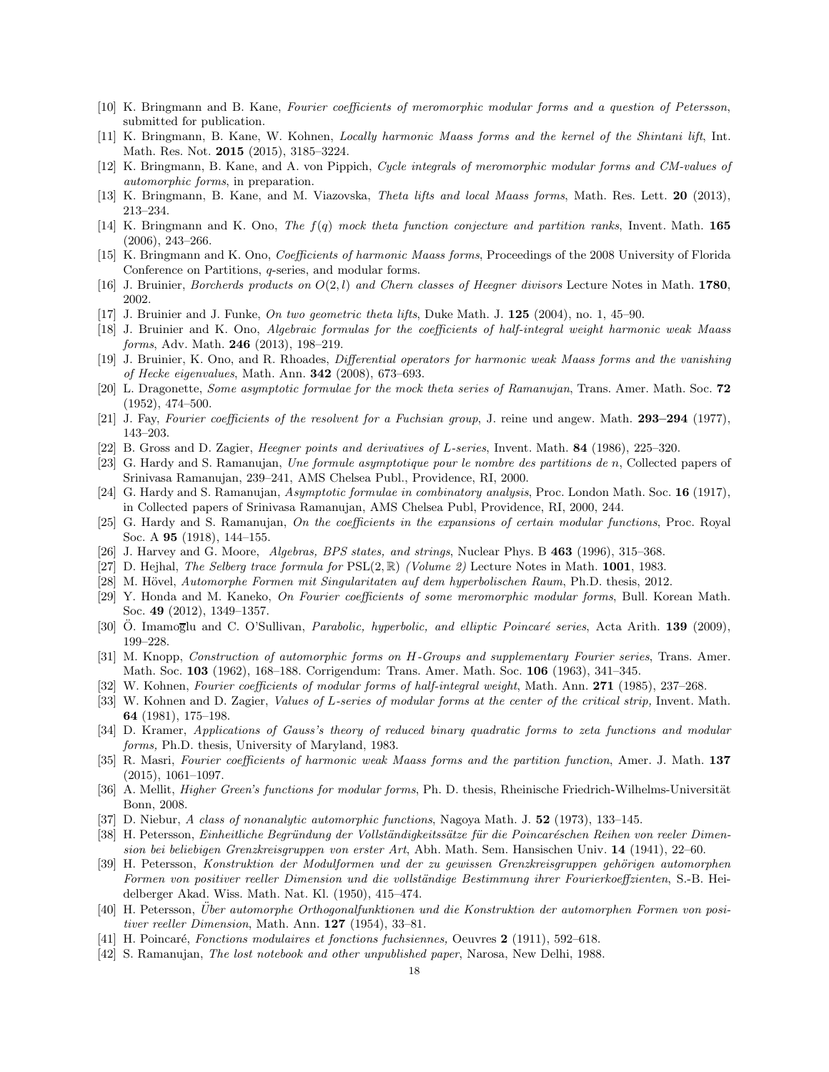[10] K. Bringmann and B. Kane, *Fourier coefficients of meromorphic modular forms and a question of Petersson*, submitted for publication.

[11] K. Bringmann, B. Kane, W. Kohnen, *Locally harmonic Maass forms and the kernel of the Shintani lift*, Int. Math. Res. Not. **2015** (2015), 3185–3224.

[12] K. Bringmann, B. Kane, and A. von Pippich, *Cycle integrals of meromorphic modular forms and CM-values of automorphic forms*, in preparation.

[13] K. Bringmann, B. Kane, and M. Viazovska, *Theta lifts and local Maass forms*, Math. Res. Lett. **20** (2013), 213–234.

[14] K. Bringmann and K. Ono, *The $f(q)$ mock theta function conjecture and partition ranks*, Invent. Math. **165** (2006), 243–266.

[15] K. Bringmann and K. Ono, *Coefficients of harmonic Maass forms*, Proceedings of the 2008 University of Florida Conference on Partitions, $q$-series, and modular forms.

[16] J. Bruinier, *Borcherds products on $O(2,l)$ and Chern classes of Heegner divisors* Lecture Notes in Math. **1780**, 2002.

[17] J. Bruinier and J. Funke, *On two geometric theta lifts*, Duke Math. J. **125** (2004), no. 1, 45–90.

[18] J. Bruinier and K. Ono, *Algebraic formulas for the coefficients of half-integral weight harmonic weak Maass forms*, Adv. Math. **246** (2013), 198–219.

[19] J. Bruinier, K. Ono, and R. Rhoades, *Differential operators for harmonic weak Maass forms and the vanishing of Hecke eigenvalues*, Math. Ann. **342** (2008), 673–693.

[20] L. Dragonette, *Some asymptotic formulae for the mock theta series of Ramanujan*, Trans. Amer. Math. Soc. **72** (1952), 474–500.

[21] J. Fay, *Fourier coefficients of the resolvent for a Fuchsian group*, J. reine und angew. Math. **293–294** (1977), 143–203.

[22] B. Gross and D. Zagier, *Heegner points and derivatives of L-series*, Invent. Math. **84** (1986), 225–320.

[23] G. Hardy and S. Ramanujan, *Une formule asymptotique pour le nombre des partitions de n*, Collected papers of Srinivasa Ramanujan, 239–241, AMS Chelsea Publ., Providence, RI, 2000.

[24] G. Hardy and S. Ramanujan, *Asymptotic formulae in combinatory analysis*, Proc. London Math. Soc. **16** (1917), in Collected papers of Srinivasa Ramanujan, AMS Chelsea Publ Providence, RI, 2000, 244.

[25] G. Hardy and S. Ramanujan, *On the coefficients in the expansions of certain modular functions*, Proc. Royal Soc. A **95** (1918), 144–155.

[26] J. Harvey and G. Moore, *Algebras, BPS states, and strings*, Nuclear Phys. B **463** (1996), 315–368.

[27] D. Hejhal, *The Selberg trace formula for* $\mathrm{PSL}(2,\mathbb{R})$ *(Volume 2)* Lecture Notes in Math. **1001**, 1983.

[28] M. Hövel, *Automorphe Formen mit Singularitaten auf dem hyperbolischen Raum*, Ph.D. thesis, 2012.

[29] Y. Honda and M. Kaneko, *On Fourier coefficients of some meromorphic modular forms*, Bull. Korean Math. Soc. **49** (2012), 1349–1357.

[30] Ö. Imamoḡlu and C. O'Sullivan, *Parabolic, hyperbolic, and elliptic Poincaré series*, Acta Arith. **139** (2009), 199–228.

[31] M. Knopp, *Construction of automorphic forms on H-Groups and supplementary Fourier series*, Trans. Amer. Math. Soc. **103** (1962), 168–188. Corrigendum: Trans. Amer. Math. Soc. **106** (1963), 341–345.

[32] W. Kohnen, *Fourier coefficients of modular forms of half-integral weight*, Math. Ann. **271** (1985), 237–268.

[33] W. Kohnen and D. Zagier, *Values of L-series of modular forms at the center of the critical strip,* Invent. Math. **64** (1981), 175–198.

[34] D. Kramer, *Applications of Gauss's theory of reduced binary quadratic forms to zeta functions and modular forms,* Ph.D. thesis, University of Maryland, 1983.

[35] R. Masri, *Fourier coefficients of harmonic weak Maass forms and the partition function*, Amer. J. Math. **137** (2015), 1061–1097.

[36] A. Mellit, *Higher Green's functions for modular forms*, Ph. D. thesis, Rheinische Friedrich-Wilhelms-Universität Bonn, 2008.

[37] D. Niebur, *A class of nonanalytic automorphic functions*, Nagoya Math. J. **52** (1973), 133–145.

[38] H. Petersson, *Einheitliche Begründung der Vollständigkeitssätze für die Poincaréschen Reihen von reeler Dimension bei beliebigen Grenzkreisgruppen von erster Art*, Abh. Math. Sem. Hansischen Univ. **14** (1941), 22–60.

[39] H. Petersson, *Konstruktion der Modulformen und der zu gewissen Grenzkreisgruppen gehörigen automorphen Formen von positiver reeller Dimension und die vollständige Bestimmung ihrer Fourierkoeffzienten*, S.-B. Heidelberger Akad. Wiss. Math. Nat. Kl. (1950), 415–474.

[40] H. Petersson, *Über automorphe Orthogonalfunktionen und die Konstruktion der automorphen Formen von positiver reeller Dimension*, Math. Ann. **127** (1954), 33–81.

[41] H. Poincaré, *Fonctions modulaires et fonctions fuchsiennes,* Oeuvres **2** (1911), 592–618.

[42] S. Ramanujan, *The lost notebook and other unpublished paper*, Narosa, New Delhi, 1988.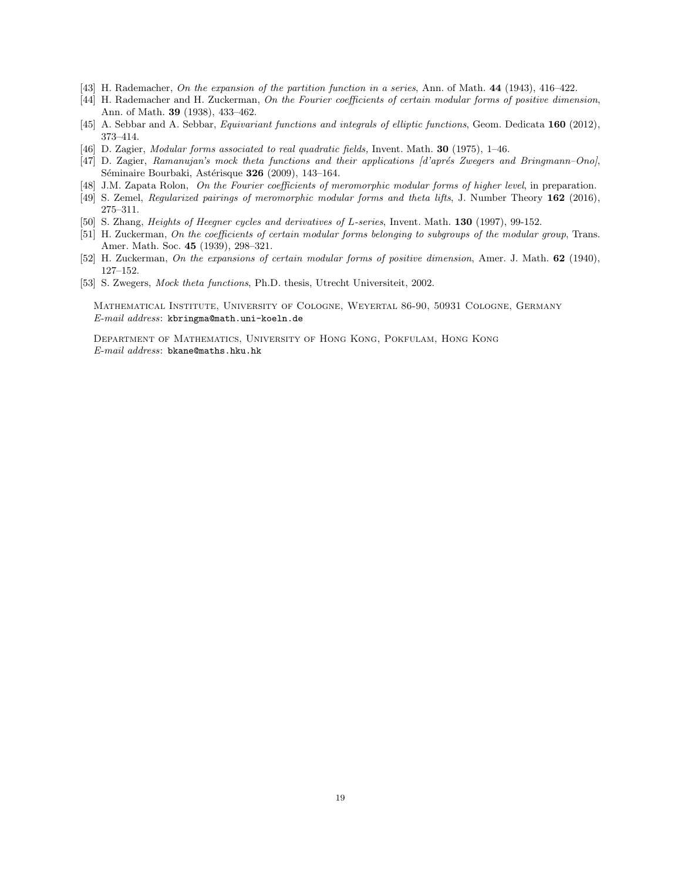[43] H. Rademacher, *On the expansion of the partition function in a series*, Ann. of Math. **44** (1943), 416–422.

[44] H. Rademacher and H. Zuckerman, *On the Fourier coefficients of certain modular forms of positive dimension*, Ann. of Math. **39** (1938), 433–462.

[45] A. Sebbar and A. Sebbar, *Equivariant functions and integrals of elliptic functions*, Geom. Dedicata **160** (2012), 373–414.

[46] D. Zagier, *Modular forms associated to real quadratic fields,* Invent. Math. **30** (1975), 1–46.

[47] D. Zagier, *Ramanujan's mock theta functions and their applications [d'aprés Zwegers and Bringmann–Ono]*, Séminaire Bourbaki, Astérisque **326** (2009), 143–164.

[48] J.M. Zapata Rolon, *On the Fourier coefficients of meromorphic modular forms of higher level*, in preparation.

[49] S. Zemel, *Regularized pairings of meromorphic modular forms and theta lifts*, J. Number Theory **162** (2016), 275–311.

[50] S. Zhang, *Heights of Heegner cycles and derivatives of L-series*, Invent. Math. **130** (1997), 99-152.

[51] H. Zuckerman, *On the coefficients of certain modular forms belonging to subgroups of the modular group*, Trans. Amer. Math. Soc. **45** (1939), 298–321.

[52] H. Zuckerman, *On the expansions of certain modular forms of positive dimension*, Amer. J. Math. **62** (1940), 127–152.

[53] S. Zwegers, *Mock theta functions*, Ph.D. thesis, Utrecht Universiteit, 2002.

Mathematical Institute, University of Cologne, Weyertal 86-90, 50931 Cologne, Germany
*E-mail address*: kbringma@math.uni-koeln.de

Department of Mathematics, University of Hong Kong, Pokfulam, Hong Kong
*E-mail address*: bkane@maths.hku.hk